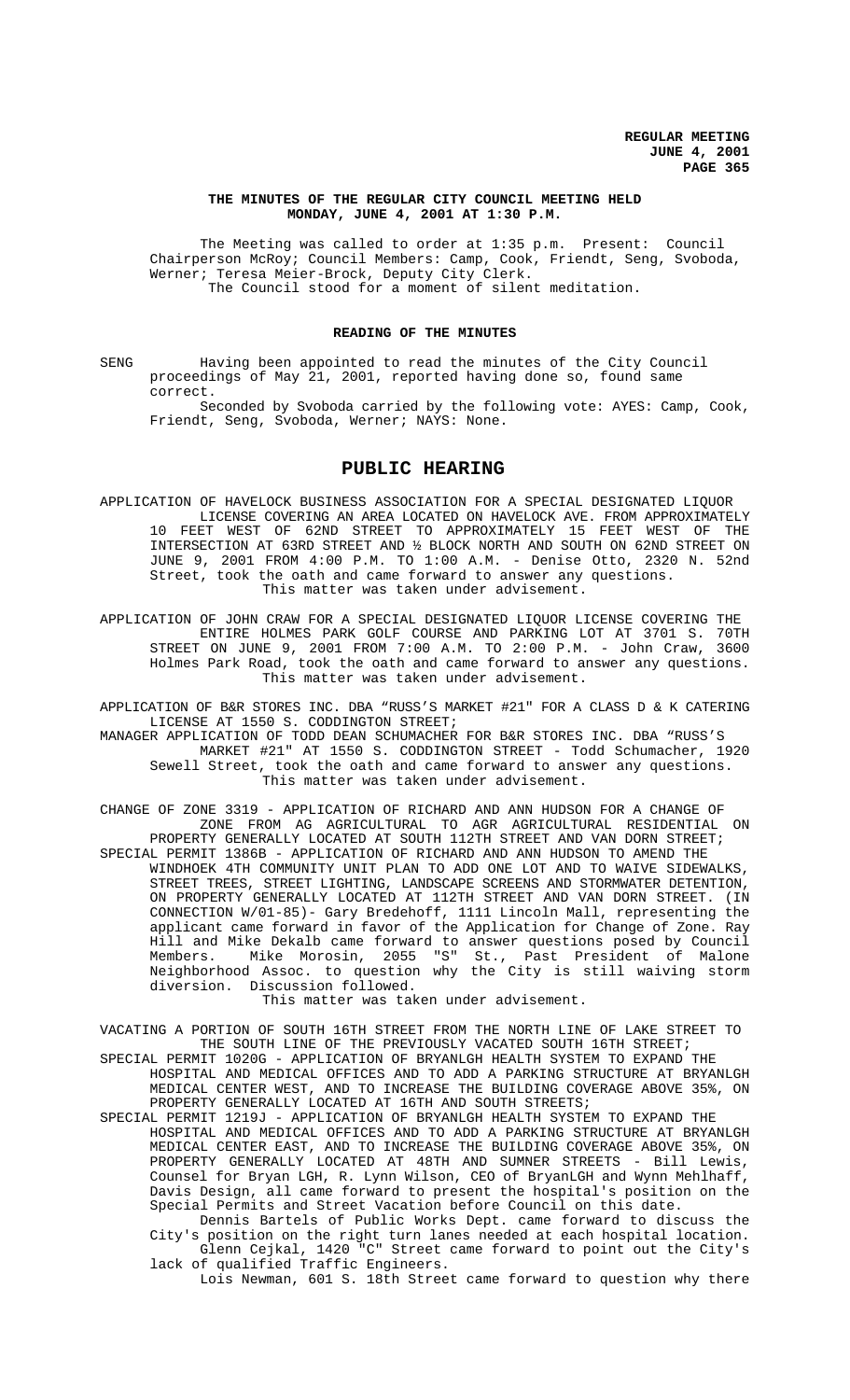**THE MINUTES OF THE REGULAR CITY COUNCIL MEETING HELD MONDAY, JUNE 4, 2001 AT 1:30 P.M.**

The Meeting was called to order at 1:35 p.m. Present: Council Chairperson McRoy; Council Members: Camp, Cook, Friendt, Seng, Svoboda, Werner; Teresa Meier-Brock, Deputy City Clerk.
The Council stood for a moment of silent meditation.

**READING OF THE MINUTES**

SENG Having been appointed to read the minutes of the City Council proceedings of May 21, 2001, reported having done so, found same correct.
Seconded by Svoboda carried by the following vote: AYES: Camp, Cook, Friendt, Seng, Svoboda, Werner; NAYS: None.

## PUBLIC HEARING

APPLICATION OF HAVELOCK BUSINESS ASSOCIATION FOR A SPECIAL DESIGNATED LIQUOR LICENSE COVERING AN AREA LOCATED ON HAVELOCK AVE. FROM APPROXIMATELY 10 FEET WEST OF 62ND STREET TO APPROXIMATELY 15 FEET WEST OF THE INTERSECTION AT 63RD STREET AND ½ BLOCK NORTH AND SOUTH ON 62ND STREET ON JUNE 9, 2001 FROM 4:00 P.M. TO 1:00 A.M. - Denise Otto, 2320 N. 52nd Street, took the oath and came forward to answer any questions.
This matter was taken under advisement.

APPLICATION OF JOHN CRAW FOR A SPECIAL DESIGNATED LIQUOR LICENSE COVERING THE ENTIRE HOLMES PARK GOLF COURSE AND PARKING LOT AT 3701 S. 70TH STREET ON JUNE 9, 2001 FROM 7:00 A.M. TO 2:00 P.M. - John Craw, 3600 Holmes Park Road, took the oath and came forward to answer any questions.
This matter was taken under advisement.

APPLICATION OF B&R STORES INC. DBA "RUSS'S MARKET #21" FOR A CLASS D & K CATERING LICENSE AT 1550 S. CODDINGTON STREET;
MANAGER APPLICATION OF TODD DEAN SCHUMACHER FOR B&R STORES INC. DBA "RUSS'S MARKET #21" AT 1550 S. CODDINGTON STREET - Todd Schumacher, 1920 Sewell Street, took the oath and came forward to answer any questions.
This matter was taken under advisement.

CHANGE OF ZONE 3319 - APPLICATION OF RICHARD AND ANN HUDSON FOR A CHANGE OF ZONE FROM AG AGRICULTURAL TO AGR AGRICULTURAL RESIDENTIAL ON PROPERTY GENERALLY LOCATED AT SOUTH 112TH STREET AND VAN DORN STREET;
SPECIAL PERMIT 1386B - APPLICATION OF RICHARD AND ANN HUDSON TO AMEND THE WINDHOEK 4TH COMMUNITY UNIT PLAN TO ADD ONE LOT AND TO WAIVE SIDEWALKS, STREET TREES, STREET LIGHTING, LANDSCAPE SCREENS AND STORMWATER DETENTION, ON PROPERTY GENERALLY LOCATED AT 112TH STREET AND VAN DORN STREET. (IN CONNECTION W/01-85)- Gary Bredehoff, 1111 Lincoln Mall, representing the applicant came forward in favor of the Application for Change of Zone. Ray Hill and Mike Dekalb came forward to answer questions posed by Council Members. Mike Morosin, 2055 "S" St., Past President of Malone Neighborhood Assoc. to question why the City is still waiving storm diversion. Discussion followed.
This matter was taken under advisement.

VACATING A PORTION OF SOUTH 16TH STREET FROM THE NORTH LINE OF LAKE STREET TO THE SOUTH LINE OF THE PREVIOUSLY VACATED SOUTH 16TH STREET;
SPECIAL PERMIT 1020G - APPLICATION OF BRYANLGH HEALTH SYSTEM TO EXPAND THE HOSPITAL AND MEDICAL OFFICES AND TO ADD A PARKING STRUCTURE AT BRYANLGH MEDICAL CENTER WEST, AND TO INCREASE THE BUILDING COVERAGE ABOVE 35%, ON PROPERTY GENERALLY LOCATED AT 16TH AND SOUTH STREETS;
SPECIAL PERMIT 1219J - APPLICATION OF BRYANLGH HEALTH SYSTEM TO EXPAND THE HOSPITAL AND MEDICAL OFFICES AND TO ADD A PARKING STRUCTURE AT BRYANLGH MEDICAL CENTER EAST, AND TO INCREASE THE BUILDING COVERAGE ABOVE 35%, ON PROPERTY GENERALLY LOCATED AT 48TH AND SUMNER STREETS - Bill Lewis, Counsel for Bryan LGH, R. Lynn Wilson, CEO of BryanLGH and Wynn Mehlhaff, Davis Design, all came forward to present the hospital's position on the Special Permits and Street Vacation before Council on this date.
Dennis Bartels of Public Works Dept. came forward to discuss the City's position on the right turn lanes needed at each hospital location.
Glenn Cejkal, 1420 "C" Street came forward to point out the City's lack of qualified Traffic Engineers.
Lois Newman, 601 S. 18th Street came forward to question why there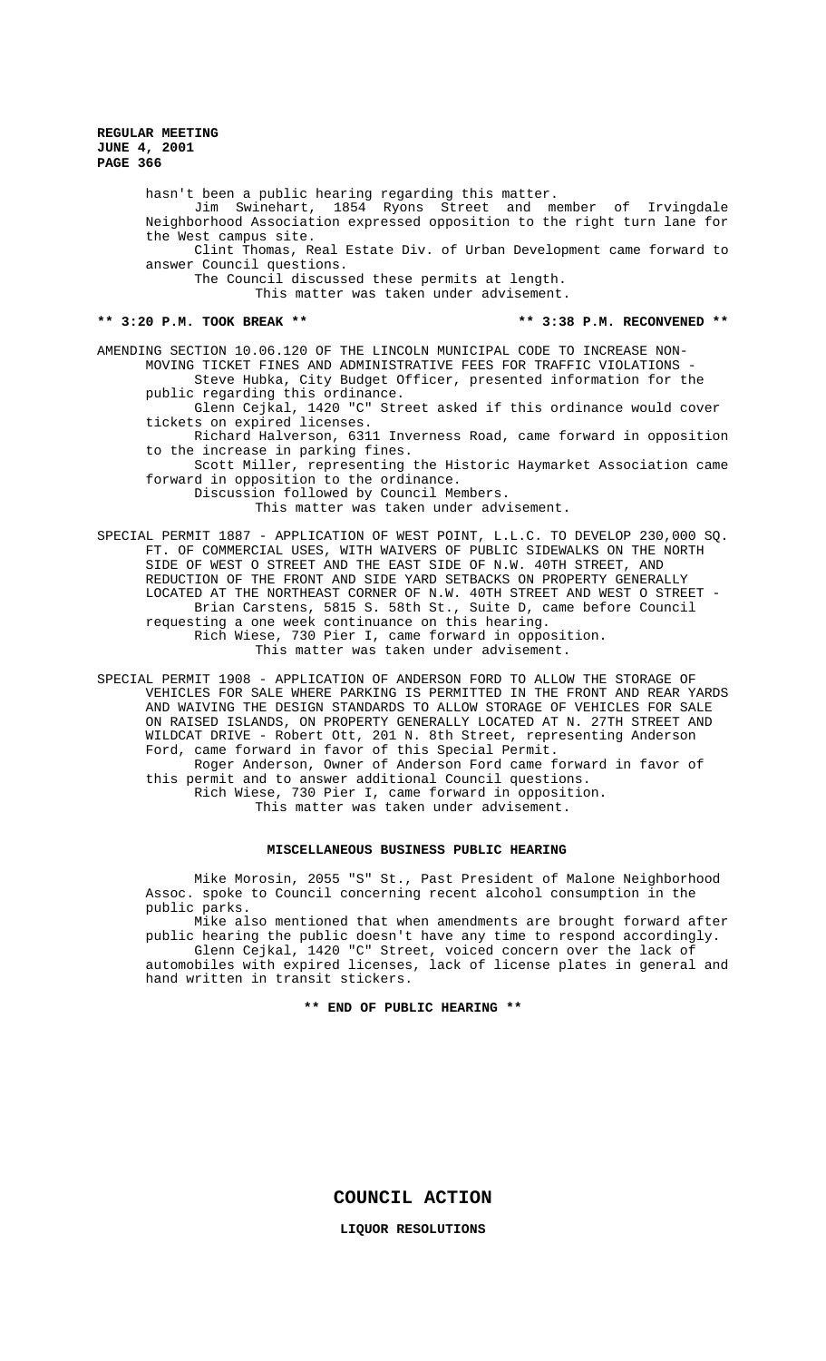hasn't been a public hearing regarding this matter.

Jim Swinehart, 1854 Ryons Street and member of Irvingdale Neighborhood Association expressed opposition to the right turn lane for the West campus site.

Clint Thomas, Real Estate Div. of Urban Development came forward to answer Council questions.

The Council discussed these permits at length.

This matter was taken under advisement.

**\*\* 3:20 P.M. TOOK BREAK \*\*** **\*\* 3:38 P.M. RECONVENED \*\***

AMENDING SECTION 10.06.120 OF THE LINCOLN MUNICIPAL CODE TO INCREASE NON-MOVING TICKET FINES AND ADMINISTRATIVE FEES FOR TRAFFIC VIOLATIONS - Steve Hubka, City Budget Officer, presented information for the public regarding this ordinance.

Glenn Cejkal, 1420 "C" Street asked if this ordinance would cover tickets on expired licenses.

Richard Halverson, 6311 Inverness Road, came forward in opposition to the increase in parking fines.

Scott Miller, representing the Historic Haymarket Association came forward in opposition to the ordinance.

Discussion followed by Council Members.

This matter was taken under advisement.

SPECIAL PERMIT 1887 - APPLICATION OF WEST POINT, L.L.C. TO DEVELOP 230,000 SQ. FT. OF COMMERCIAL USES, WITH WAIVERS OF PUBLIC SIDEWALKS ON THE NORTH SIDE OF WEST O STREET AND THE EAST SIDE OF N.W. 40TH STREET, AND REDUCTION OF THE FRONT AND SIDE YARD SETBACKS ON PROPERTY GENERALLY LOCATED AT THE NORTHEAST CORNER OF N.W. 40TH STREET AND WEST O STREET - Brian Carstens, 5815 S. 58th St., Suite D, came before Council requesting a one week continuance on this hearing.

Rich Wiese, 730 Pier I, came forward in opposition.

This matter was taken under advisement.

SPECIAL PERMIT 1908 - APPLICATION OF ANDERSON FORD TO ALLOW THE STORAGE OF VEHICLES FOR SALE WHERE PARKING IS PERMITTED IN THE FRONT AND REAR YARDS AND WAIVING THE DESIGN STANDARDS TO ALLOW STORAGE OF VEHICLES FOR SALE ON RAISED ISLANDS, ON PROPERTY GENERALLY LOCATED AT N. 27TH STREET AND WILDCAT DRIVE - Robert Ott, 201 N. 8th Street, representing Anderson Ford, came forward in favor of this Special Permit.

Roger Anderson, Owner of Anderson Ford came forward in favor of this permit and to answer additional Council questions.

Rich Wiese, 730 Pier I, came forward in opposition.

This matter was taken under advisement.

**MISCELLANEOUS BUSINESS PUBLIC HEARING**

Mike Morosin, 2055 "S" St., Past President of Malone Neighborhood Assoc. spoke to Council concerning recent alcohol consumption in the public parks.

Mike also mentioned that when amendments are brought forward after public hearing the public doesn't have any time to respond accordingly.

Glenn Cejkal, 1420 "C" Street, voiced concern over the lack of automobiles with expired licenses, lack of license plates in general and hand written in transit stickers.

**\*\* END OF PUBLIC HEARING \*\***

## COUNCIL ACTION

**LIQUOR RESOLUTIONS**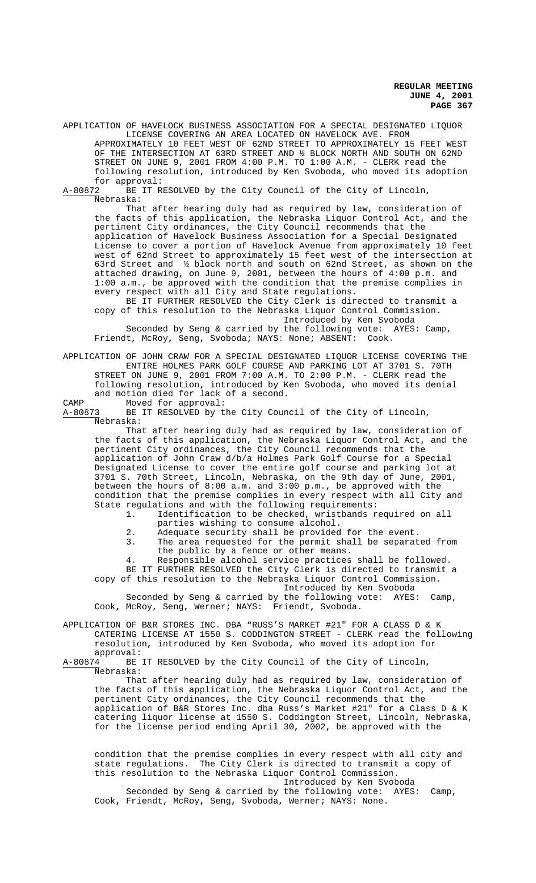APPLICATION OF HAVELOCK BUSINESS ASSOCIATION FOR A SPECIAL DESIGNATED LIQUOR LICENSE COVERING AN AREA LOCATED ON HAVELOCK AVE. FROM APPROXIMATELY 10 FEET WEST OF 62ND STREET TO APPROXIMATELY 15 FEET WEST OF THE INTERSECTION AT 63RD STREET AND ½ BLOCK NORTH AND SOUTH ON 62ND STREET ON JUNE 9, 2001 FROM 4:00 P.M. TO 1:00 A.M. - CLERK read the following resolution, introduced by Ken Svoboda, who moved its adoption for approval:

A-80872 BE IT RESOLVED by the City Council of the City of Lincoln, Nebraska:

That after hearing duly had as required by law, consideration of the facts of this application, the Nebraska Liquor Control Act, and the pertinent City ordinances, the City Council recommends that the application of Havelock Business Association for a Special Designated License to cover a portion of Havelock Avenue from approximately 10 feet west of 62nd Street to approximately 15 feet west of the intersection at 63rd Street and ½ block north and south on 62nd Street, as shown on the attached drawing, on June 9, 2001, between the hours of 4:00 p.m. and 1:00 a.m., be approved with the condition that the premise complies in every respect with all City and State regulations.

BE IT FURTHER RESOLVED the City Clerk is directed to transmit a copy of this resolution to the Nebraska Liquor Control Commission.

Introduced by Ken Svoboda

Seconded by Seng & carried by the following vote: AYES: Camp, Friendt, McRoy, Seng, Svoboda; NAYS: None; ABSENT: Cook.

APPLICATION OF JOHN CRAW FOR A SPECIAL DESIGNATED LIQUOR LICENSE COVERING THE ENTIRE HOLMES PARK GOLF COURSE AND PARKING LOT AT 3701 S. 70TH STREET ON JUNE 9, 2001 FROM 7:00 A.M. TO 2:00 P.M. - CLERK read the following resolution, introduced by Ken Svoboda, who moved its denial and motion died for lack of a second.

CAMP Moved for approval:

A-80873 BE IT RESOLVED by the City Council of the City of Lincoln, Nebraska:

That after hearing duly had as required by law, consideration of the facts of this application, the Nebraska Liquor Control Act, and the pertinent City ordinances, the City Council recommends that the application of John Craw d/b/a Holmes Park Golf Course for a Special Designated License to cover the entire golf course and parking lot at 3701 S. 70th Street, Lincoln, Nebraska, on the 9th day of June, 2001, between the hours of 8:00 a.m. and 3:00 p.m., be approved with the condition that the premise complies in every respect with all City and State regulations and with the following requirements:

1. Identification to be checked, wristbands required on all parties wishing to consume alcohol.
2. Adequate security shall be provided for the event.
3. The area requested for the permit shall be separated from the public by a fence or other means.
4. Responsible alcohol service practices shall be followed.

BE IT FURTHER RESOLVED the City Clerk is directed to transmit a copy of this resolution to the Nebraska Liquor Control Commission.

Introduced by Ken Svoboda

Seconded by Seng & carried by the following vote: AYES: Camp, Cook, McRoy, Seng, Werner; NAYS: Friendt, Svoboda.

APPLICATION OF B&R STORES INC. DBA "RUSS'S MARKET #21" FOR A CLASS D & K CATERING LICENSE AT 1550 S. CODDINGTON STREET - CLERK read the following resolution, introduced by Ken Svoboda, who moved its adoption for approval:

A-80874 BE IT RESOLVED by the City Council of the City of Lincoln, Nebraska:

That after hearing duly had as required by law, consideration of the facts of this application, the Nebraska Liquor Control Act, and the pertinent City ordinances, the City Council recommends that the application of B&R Stores Inc. dba Russ's Market #21" for a Class D & K catering liquor license at 1550 S. Coddington Street, Lincoln, Nebraska, for the license period ending April 30, 2002, be approved with the condition that the premise complies in every respect with all city and state regulations. The City Clerk is directed to transmit a copy of this resolution to the Nebraska Liquor Control Commission.

Introduced by Ken Svoboda

Seconded by Seng & carried by the following vote: AYES: Camp, Cook, Friendt, McRoy, Seng, Svoboda, Werner; NAYS: None.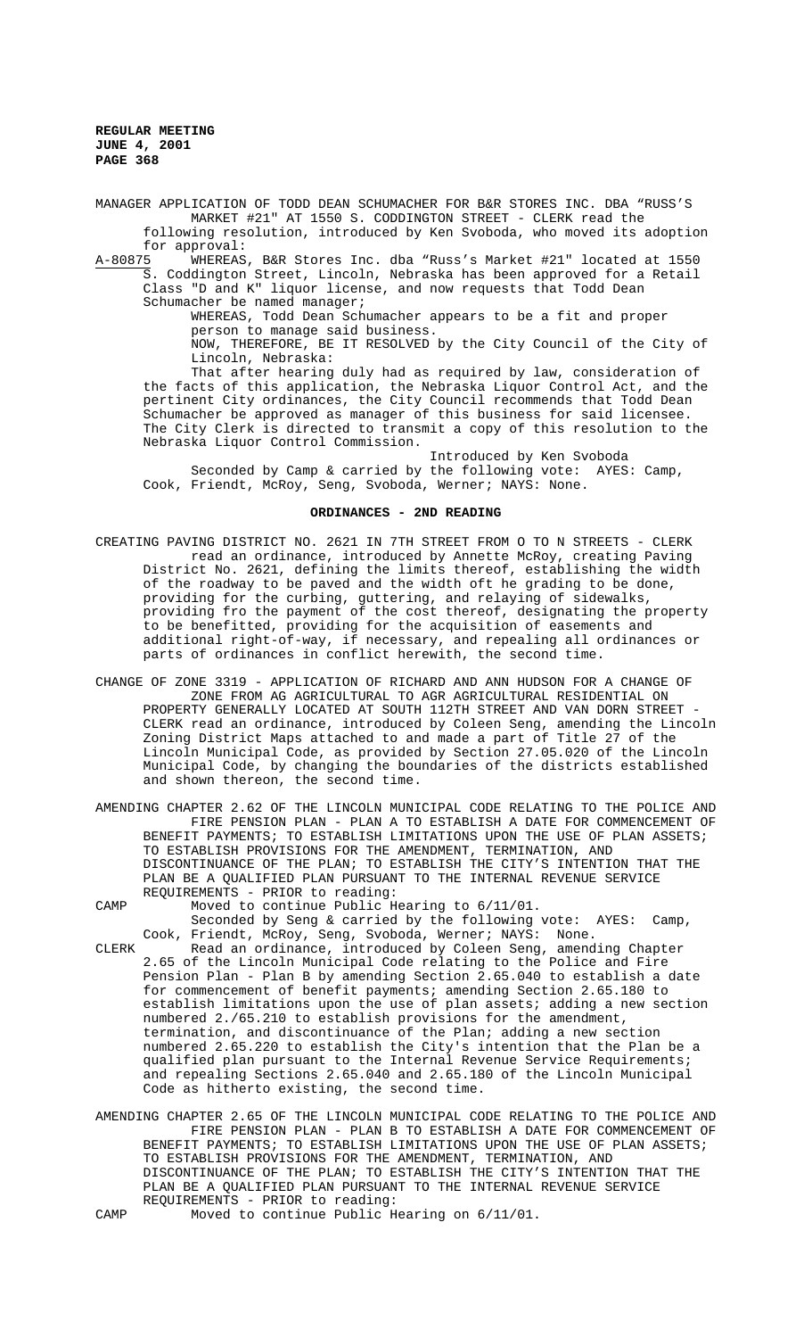MANAGER APPLICATION OF TODD DEAN SCHUMACHER FOR B&R STORES INC. DBA "RUSS'S MARKET #21" AT 1550 S. CODDINGTON STREET - CLERK read the following resolution, introduced by Ken Svoboda, who moved its adoption for approval:

A-80875 WHEREAS, B&R Stores Inc. dba "Russ's Market #21" located at 1550 S. Coddington Street, Lincoln, Nebraska has been approved for a Retail Class "D and K" liquor license, and now requests that Todd Dean Schumacher be named manager;

WHEREAS, Todd Dean Schumacher appears to be a fit and proper person to manage said business.

NOW, THEREFORE, BE IT RESOLVED by the City Council of the City of Lincoln, Nebraska:

That after hearing duly had as required by law, consideration of the facts of this application, the Nebraska Liquor Control Act, and the pertinent City ordinances, the City Council recommends that Todd Dean Schumacher be approved as manager of this business for said licensee. The City Clerk is directed to transmit a copy of this resolution to the Nebraska Liquor Control Commission.

Introduced by Ken Svoboda

Seconded by Camp & carried by the following vote: AYES: Camp, Cook, Friendt, McRoy, Seng, Svoboda, Werner; NAYS: None.

## ORDINANCES - 2ND READING

CREATING PAVING DISTRICT NO. 2621 IN 7TH STREET FROM O TO N STREETS - CLERK read an ordinance, introduced by Annette McRoy, creating Paving District No. 2621, defining the limits thereof, establishing the width of the roadway to be paved and the width oft he grading to be done, providing for the curbing, guttering, and relaying of sidewalks, providing fro the payment of the cost thereof, designating the property to be benefitted, providing for the acquisition of easements and additional right-of-way, if necessary, and repealing all ordinances or parts of ordinances in conflict herewith, the second time.

CHANGE OF ZONE 3319 - APPLICATION OF RICHARD AND ANN HUDSON FOR A CHANGE OF ZONE FROM AG AGRICULTURAL TO AGR AGRICULTURAL RESIDENTIAL ON PROPERTY GENERALLY LOCATED AT SOUTH 112TH STREET AND VAN DORN STREET - CLERK read an ordinance, introduced by Coleen Seng, amending the Lincoln Zoning District Maps attached to and made a part of Title 27 of the Lincoln Municipal Code, as provided by Section 27.05.020 of the Lincoln Municipal Code, by changing the boundaries of the districts established and shown thereon, the second time.

AMENDING CHAPTER 2.62 OF THE LINCOLN MUNICIPAL CODE RELATING TO THE POLICE AND FIRE PENSION PLAN - PLAN A TO ESTABLISH A DATE FOR COMMENCEMENT OF BENEFIT PAYMENTS; TO ESTABLISH LIMITATIONS UPON THE USE OF PLAN ASSETS; TO ESTABLISH PROVISIONS FOR THE AMENDMENT, TERMINATION, AND DISCONTINUANCE OF THE PLAN; TO ESTABLISH THE CITY'S INTENTION THAT THE PLAN BE A QUALIFIED PLAN PURSUANT TO THE INTERNAL REVENUE SERVICE REQUIREMENTS - PRIOR to reading:

CAMP Moved to continue Public Hearing to 6/11/01.

Seconded by Seng & carried by the following vote: AYES: Camp, Cook, Friendt, McRoy, Seng, Svoboda, Werner; NAYS: None.

CLERK Read an ordinance, introduced by Coleen Seng, amending Chapter 2.65 of the Lincoln Municipal Code relating to the Police and Fire Pension Plan - Plan B by amending Section 2.65.040 to establish a date for commencement of benefit payments; amending Section 2.65.180 to establish limitations upon the use of plan assets; adding a new section numbered 2./65.210 to establish provisions for the amendment, termination, and discontinuance of the Plan; adding a new section numbered 2.65.220 to establish the City's intention that the Plan be a qualified plan pursuant to the Internal Revenue Service Requirements; and repealing Sections 2.65.040 and 2.65.180 of the Lincoln Municipal Code as hitherto existing, the second time.

AMENDING CHAPTER 2.65 OF THE LINCOLN MUNICIPAL CODE RELATING TO THE POLICE AND FIRE PENSION PLAN - PLAN B TO ESTABLISH A DATE FOR COMMENCEMENT OF BENEFIT PAYMENTS; TO ESTABLISH LIMITATIONS UPON THE USE OF PLAN ASSETS; TO ESTABLISH PROVISIONS FOR THE AMENDMENT, TERMINATION, AND DISCONTINUANCE OF THE PLAN; TO ESTABLISH THE CITY'S INTENTION THAT THE PLAN BE A QUALIFIED PLAN PURSUANT TO THE INTERNAL REVENUE SERVICE REQUIREMENTS - PRIOR to reading:

CAMP Moved to continue Public Hearing on 6/11/01.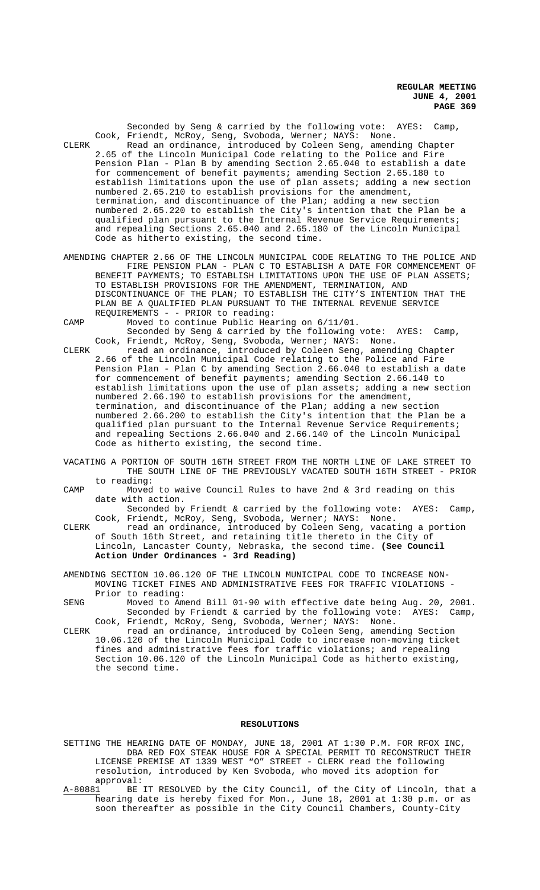Seconded by Seng & carried by the following vote: AYES: Camp, Cook, Friendt, McRoy, Seng, Svoboda, Werner; NAYS: None.

CLERK Read an ordinance, introduced by Coleen Seng, amending Chapter 2.65 of the Lincoln Municipal Code relating to the Police and Fire Pension Plan - Plan B by amending Section 2.65.040 to establish a date for commencement of benefit payments; amending Section 2.65.180 to establish limitations upon the use of plan assets; adding a new section numbered 2.65.210 to establish provisions for the amendment, termination, and discontinuance of the Plan; adding a new section numbered 2.65.220 to establish the City's intention that the Plan be a qualified plan pursuant to the Internal Revenue Service Requirements; and repealing Sections 2.65.040 and 2.65.180 of the Lincoln Municipal Code as hitherto existing, the second time.

AMENDING CHAPTER 2.66 OF THE LINCOLN MUNICIPAL CODE RELATING TO THE POLICE AND FIRE PENSION PLAN - PLAN C TO ESTABLISH A DATE FOR COMMENCEMENT OF BENEFIT PAYMENTS; TO ESTABLISH LIMITATIONS UPON THE USE OF PLAN ASSETS; TO ESTABLISH PROVISIONS FOR THE AMENDMENT, TERMINATION, AND DISCONTINUANCE OF THE PLAN; TO ESTABLISH THE CITY'S INTENTION THAT THE PLAN BE A QUALIFIED PLAN PURSUANT TO THE INTERNAL REVENUE SERVICE REQUIREMENTS - - PRIOR to reading:

CAMP Moved to continue Public Hearing on 6/11/01.

Seconded by Seng & carried by the following vote: AYES: Camp, Cook, Friendt, McRoy, Seng, Svoboda, Werner; NAYS: None.

CLERK read an ordinance, introduced by Coleen Seng, amending Chapter 2.66 of the Lincoln Municipal Code relating to the Police and Fire Pension Plan - Plan C by amending Section 2.66.040 to establish a date for commencement of benefit payments; amending Section 2.66.140 to establish limitations upon the use of plan assets; adding a new section numbered 2.66.190 to establish provisions for the amendment, termination, and discontinuance of the Plan; adding a new section numbered 2.66.200 to establish the City's intention that the Plan be a qualified plan pursuant to the Internal Revenue Service Requirements; and repealing Sections 2.66.040 and 2.66.140 of the Lincoln Municipal Code as hitherto existing, the second time.

VACATING A PORTION OF SOUTH 16TH STREET FROM THE NORTH LINE OF LAKE STREET TO THE SOUTH LINE OF THE PREVIOUSLY VACATED SOUTH 16TH STREET - PRIOR to reading:

CAMP Moved to waive Council Rules to have 2nd & 3rd reading on this date with action.

Seconded by Friendt & carried by the following vote: AYES: Camp, Cook, Friendt, McRoy, Seng, Svoboda, Werner; NAYS: None.

CLERK read an ordinance, introduced by Coleen Seng, vacating a portion of South 16th Street, and retaining title thereto in the City of Lincoln, Lancaster County, Nebraska, the second time. **(See Council Action Under Ordinances - 3rd Reading)**

AMENDING SECTION 10.06.120 OF THE LINCOLN MUNICIPAL CODE TO INCREASE NON-MOVING TICKET FINES AND ADMINISTRATIVE FEES FOR TRAFFIC VIOLATIONS - Prior to reading:

SENG Moved to Amend Bill 01-90 with effective date being Aug. 20, 2001.

Seconded by Friendt & carried by the following vote: AYES: Camp, Cook, Friendt, McRoy, Seng, Svoboda, Werner; NAYS: None.

CLERK read an ordinance, introduced by Coleen Seng, amending Section 10.06.120 of the Lincoln Municipal Code to increase non-moving ticket fines and administrative fees for traffic violations; and repealing Section 10.06.120 of the Lincoln Municipal Code as hitherto existing, the second time.

## RESOLUTIONS

SETTING THE HEARING DATE OF MONDAY, JUNE 18, 2001 AT 1:30 P.M. FOR RFOX INC, DBA RED FOX STEAK HOUSE FOR A SPECIAL PERMIT TO RECONSTRUCT THEIR LICENSE PREMISE AT 1339 WEST "O" STREET - CLERK read the following resolution, introduced by Ken Svoboda, who moved its adoption for approval:

A-80881 BE IT RESOLVED by the City Council, of the City of Lincoln, that a hearing date is hereby fixed for Mon., June 18, 2001 at 1:30 p.m. or as soon thereafter as possible in the City Council Chambers, County-City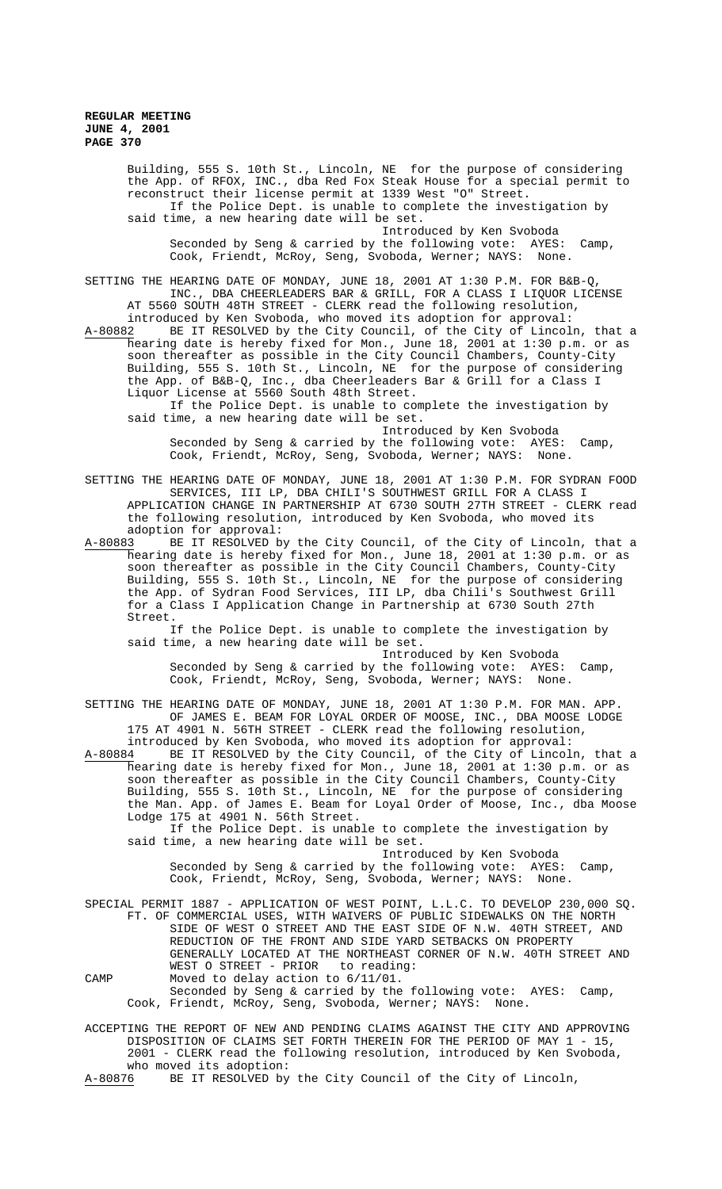Building, 555 S. 10th St., Lincoln, NE for the purpose of considering the App. of RFOX, INC., dba Red Fox Steak House for a special permit to reconstruct their license permit at 1339 West "O" Street.

If the Police Dept. is unable to complete the investigation by said time, a new hearing date will be set.

Introduced by Ken Svoboda

Seconded by Seng & carried by the following vote: AYES: Camp, Cook, Friendt, McRoy, Seng, Svoboda, Werner; NAYS: None.

SETTING THE HEARING DATE OF MONDAY, JUNE 18, 2001 AT 1:30 P.M. FOR B&B-Q, INC., DBA CHEERLEADERS BAR & GRILL, FOR A CLASS I LIQUOR LICENSE AT 5560 SOUTH 48TH STREET - CLERK read the following resolution, introduced by Ken Svoboda, who moved its adoption for approval:

A-80882 BE IT RESOLVED by the City Council, of the City of Lincoln, that a hearing date is hereby fixed for Mon., June 18, 2001 at 1:30 p.m. or as soon thereafter as possible in the City Council Chambers, County-City Building, 555 S. 10th St., Lincoln, NE for the purpose of considering the App. of B&B-Q, Inc., dba Cheerleaders Bar & Grill for a Class I Liquor License at 5560 South 48th Street.

If the Police Dept. is unable to complete the investigation by said time, a new hearing date will be set.

Introduced by Ken Svoboda

Seconded by Seng & carried by the following vote: AYES: Camp, Cook, Friendt, McRoy, Seng, Svoboda, Werner; NAYS: None.

SETTING THE HEARING DATE OF MONDAY, JUNE 18, 2001 AT 1:30 P.M. FOR SYDRAN FOOD SERVICES, III LP, DBA CHILI'S SOUTHWEST GRILL FOR A CLASS I APPLICATION CHANGE IN PARTNERSHIP AT 6730 SOUTH 27TH STREET - CLERK read the following resolution, introduced by Ken Svoboda, who moved its adoption for approval:

A-80883 BE IT RESOLVED by the City Council, of the City of Lincoln, that a hearing date is hereby fixed for Mon., June 18, 2001 at 1:30 p.m. or as soon thereafter as possible in the City Council Chambers, County-City Building, 555 S. 10th St., Lincoln, NE for the purpose of considering the App. of Sydran Food Services, III LP, dba Chili's Southwest Grill for a Class I Application Change in Partnership at 6730 South 27th Street.

If the Police Dept. is unable to complete the investigation by said time, a new hearing date will be set.

Introduced by Ken Svoboda

Seconded by Seng & carried by the following vote: AYES: Camp, Cook, Friendt, McRoy, Seng, Svoboda, Werner; NAYS: None.

SETTING THE HEARING DATE OF MONDAY, JUNE 18, 2001 AT 1:30 P.M. FOR MAN. APP. OF JAMES E. BEAM FOR LOYAL ORDER OF MOOSE, INC., DBA MOOSE LODGE 175 AT 4901 N. 56TH STREET - CLERK read the following resolution, introduced by Ken Svoboda, who moved its adoption for approval:

A-80884 BE IT RESOLVED by the City Council, of the City of Lincoln, that a hearing date is hereby fixed for Mon., June 18, 2001 at 1:30 p.m. or as soon thereafter as possible in the City Council Chambers, County-City Building, 555 S. 10th St., Lincoln, NE for the purpose of considering the Man. App. of James E. Beam for Loyal Order of Moose, Inc., dba Moose Lodge 175 at 4901 N. 56th Street.

If the Police Dept. is unable to complete the investigation by said time, a new hearing date will be set.

Introduced by Ken Svoboda

Seconded by Seng & carried by the following vote: AYES: Camp, Cook, Friendt, McRoy, Seng, Svoboda, Werner; NAYS: None.

SPECIAL PERMIT 1887 - APPLICATION OF WEST POINT, L.L.C. TO DEVELOP 230,000 SQ. FT. OF COMMERCIAL USES, WITH WAIVERS OF PUBLIC SIDEWALKS ON THE NORTH SIDE OF WEST O STREET AND THE EAST SIDE OF N.W. 40TH STREET, AND REDUCTION OF THE FRONT AND SIDE YARD SETBACKS ON PROPERTY GENERALLY LOCATED AT THE NORTHEAST CORNER OF N.W. 40TH STREET AND WEST O STREET - PRIOR to reading:

CAMP Moved to delay action to 6/11/01.

Seconded by Seng & carried by the following vote: AYES: Camp, Cook, Friendt, McRoy, Seng, Svoboda, Werner; NAYS: None.

ACCEPTING THE REPORT OF NEW AND PENDING CLAIMS AGAINST THE CITY AND APPROVING DISPOSITION OF CLAIMS SET FORTH THEREIN FOR THE PERIOD OF MAY 1 - 15, 2001 - CLERK read the following resolution, introduced by Ken Svoboda, who moved its adoption:

A-80876 BE IT RESOLVED by the City Council of the City of Lincoln,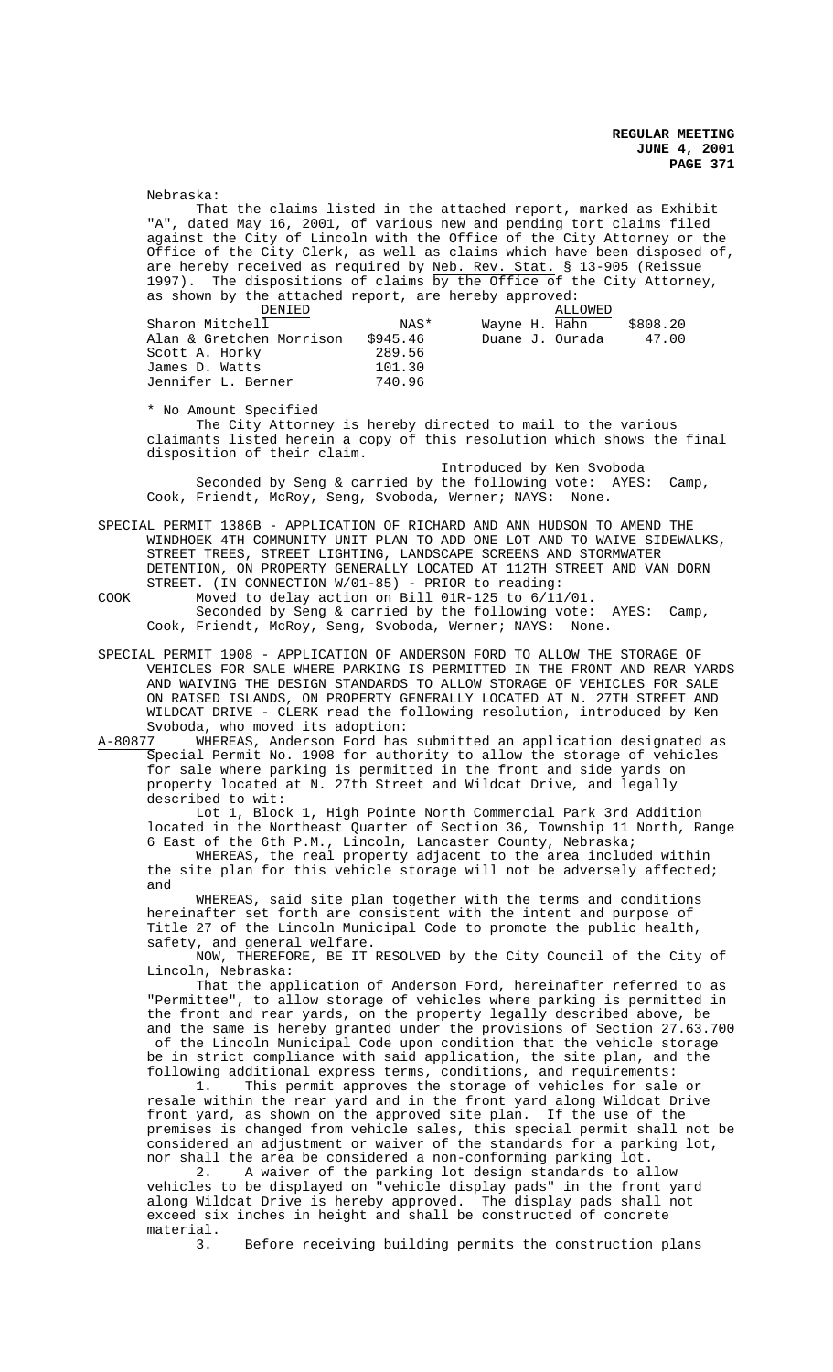Nebraska:

That the claims listed in the attached report, marked as Exhibit "A", dated May 16, 2001, of various new and pending tort claims filed against the City of Lincoln with the Office of the City Attorney or the Office of the City Clerk, as well as claims which have been disposed of, are hereby received as required by Neb. Rev. Stat. § 13-905 (Reissue 1997). The dispositions of claims by the Office of the City Attorney, as shown by the attached report, are hereby approved:

| DENIED | | ALLOWED | |
|---|---|---|---|
| Sharon Mitchell | NAS* | Wayne H. Hahn | $808.20 |
| Alan & Gretchen Morrison | $945.46 | Duane J. Ourada | 47.00 |
| Scott A. Horky | 289.56 | | |
| James D. Watts | 101.30 | | |
| Jennifer L. Berner | 740.96 | | |

\* No Amount Specified

The City Attorney is hereby directed to mail to the various claimants listed herein a copy of this resolution which shows the final disposition of their claim.

Introduced by Ken Svoboda

Seconded by Seng & carried by the following vote: AYES: Camp, Cook, Friendt, McRoy, Seng, Svoboda, Werner; NAYS: None.

SPECIAL PERMIT 1386B - APPLICATION OF RICHARD AND ANN HUDSON TO AMEND THE WINDHOEK 4TH COMMUNITY UNIT PLAN TO ADD ONE LOT AND TO WAIVE SIDEWALKS, STREET TREES, STREET LIGHTING, LANDSCAPE SCREENS AND STORMWATER DETENTION, ON PROPERTY GENERALLY LOCATED AT 112TH STREET AND VAN DORN STREET. (IN CONNECTION W/01-85) - PRIOR to reading:

COOK Moved to delay action on Bill 01R-125 to 6/11/01.

Seconded by Seng & carried by the following vote: AYES: Camp, Cook, Friendt, McRoy, Seng, Svoboda, Werner; NAYS: None.

SPECIAL PERMIT 1908 - APPLICATION OF ANDERSON FORD TO ALLOW THE STORAGE OF VEHICLES FOR SALE WHERE PARKING IS PERMITTED IN THE FRONT AND REAR YARDS AND WAIVING THE DESIGN STANDARDS TO ALLOW STORAGE OF VEHICLES FOR SALE ON RAISED ISLANDS, ON PROPERTY GENERALLY LOCATED AT N. 27TH STREET AND WILDCAT DRIVE - CLERK read the following resolution, introduced by Ken Svoboda, who moved its adoption:

A-80877 WHEREAS, Anderson Ford has submitted an application designated as Special Permit No. 1908 for authority to allow the storage of vehicles for sale where parking is permitted in the front and side yards on property located at N. 27th Street and Wildcat Drive, and legally described to wit:

Lot 1, Block 1, High Pointe North Commercial Park 3rd Addition located in the Northeast Quarter of Section 36, Township 11 North, Range 6 East of the 6th P.M., Lincoln, Lancaster County, Nebraska;

WHEREAS, the real property adjacent to the area included within the site plan for this vehicle storage will not be adversely affected; and

WHEREAS, said site plan together with the terms and conditions hereinafter set forth are consistent with the intent and purpose of Title 27 of the Lincoln Municipal Code to promote the public health, safety, and general welfare.

NOW, THEREFORE, BE IT RESOLVED by the City Council of the City of Lincoln, Nebraska:

That the application of Anderson Ford, hereinafter referred to as "Permittee", to allow storage of vehicles where parking is permitted in the front and rear yards, on the property legally described above, be and the same is hereby granted under the provisions of Section 27.63.700 of the Lincoln Municipal Code upon condition that the vehicle storage be in strict compliance with said application, the site plan, and the following additional express terms, conditions, and requirements:

1. This permit approves the storage of vehicles for sale or resale within the rear yard and in the front yard along Wildcat Drive front yard, as shown on the approved site plan. If the use of the premises is changed from vehicle sales, this special permit shall not be considered an adjustment or waiver of the standards for a parking lot, nor shall the area be considered a non-conforming parking lot.

2. A waiver of the parking lot design standards to allow vehicles to be displayed on "vehicle display pads" in the front yard along Wildcat Drive is hereby approved. The display pads shall not exceed six inches in height and shall be constructed of concrete material.

3. Before receiving building permits the construction plans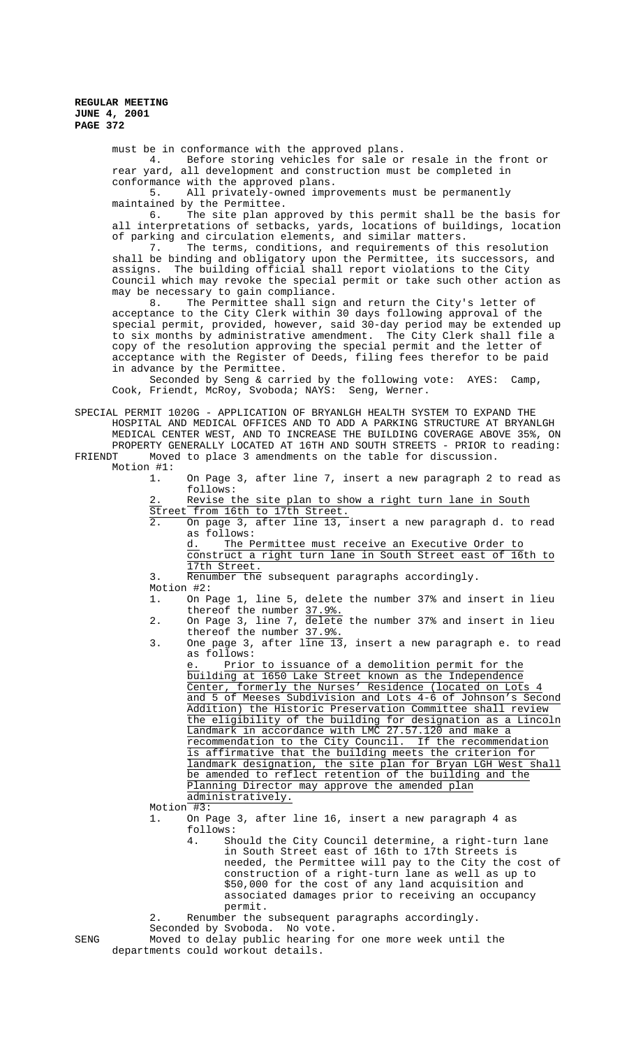must be in conformance with the approved plans.

4. Before storing vehicles for sale or resale in the front or rear yard, all development and construction must be completed in conformance with the approved plans.

5. All privately-owned improvements must be permanently maintained by the Permittee.

6. The site plan approved by this permit shall be the basis for all interpretations of setbacks, yards, locations of buildings, location of parking and circulation elements, and similar matters.

7. The terms, conditions, and requirements of this resolution shall be binding and obligatory upon the Permittee, its successors, and assigns. The building official shall report violations to the City Council which may revoke the special permit or take such other action as may be necessary to gain compliance.

8. The Permittee shall sign and return the City's letter of acceptance to the City Clerk within 30 days following approval of the special permit, provided, however, said 30-day period may be extended up to six months by administrative amendment. The City Clerk shall file a copy of the resolution approving the special permit and the letter of acceptance with the Register of Deeds, filing fees therefor to be paid in advance by the Permittee.

Seconded by Seng & carried by the following vote: AYES: Camp, Cook, Friendt, McRoy, Svoboda; NAYS: Seng, Werner.

SPECIAL PERMIT 1020G - APPLICATION OF BRYANLGH HEALTH SYSTEM TO EXPAND THE HOSPITAL AND MEDICAL OFFICES AND TO ADD A PARKING STRUCTURE AT BRYANLGH MEDICAL CENTER WEST, AND TO INCREASE THE BUILDING COVERAGE ABOVE 35%, ON PROPERTY GENERALLY LOCATED AT 16TH AND SOUTH STREETS - PRIOR to reading:

FRIENDT Moved to place 3 amendments on the table for discussion.

Motion #1:

1. On Page 3, after line 7, insert a new paragraph 2 to read as follows:
   2. Revise the site plan to show a right turn lane in South Street from 16th to 17th Street.
2. On page 3, after line 13, insert a new paragraph d. to read as follows:
   d. The Permittee must receive an Executive Order to construct a right turn lane in South Street east of 16th to 17th Street.
3. Renumber the subsequent paragraphs accordingly.

Motion #2:

1. On Page 1, line 5, delete the number 37% and insert in lieu thereof the number 37.9%.
2. On Page 3, line 7, delete the number 37% and insert in lieu thereof the number 37.9%.
3. One page 3, after line 13, insert a new paragraph e. to read as follows:
   e. Prior to issuance of a demolition permit for the building at 1650 Lake Street known as the Independence Center, formerly the Nurses' Residence (located on Lots 4 and 5 of Meeses Subdivision and Lots 4-6 of Johnson's Second Addition) the Historic Preservation Committee shall review the eligibility of the building for designation as a Lincoln Landmark in accordance with LMC 27.57.120 and make a recommendation to the City Council. If the recommendation is affirmative that the building meets the criterion for landmark designation, the site plan for Bryan LGH West shall be amended to reflect retention of the building and the Planning Director may approve the amended plan administratively.

Motion #3:

1. On Page 3, after line 16, insert a new paragraph 4 as follows:
   4. Should the City Council determine, a right-turn lane in South Street east of 16th to 17th Streets is needed, the Permittee will pay to the City the cost of construction of a right-turn lane as well as up to $50,000 for the cost of any land acquisition and associated damages prior to receiving an occupancy permit.
2. Renumber the subsequent paragraphs accordingly.

Seconded by Svoboda. No vote.

SENG Moved to delay public hearing for one more week until the departments could workout details.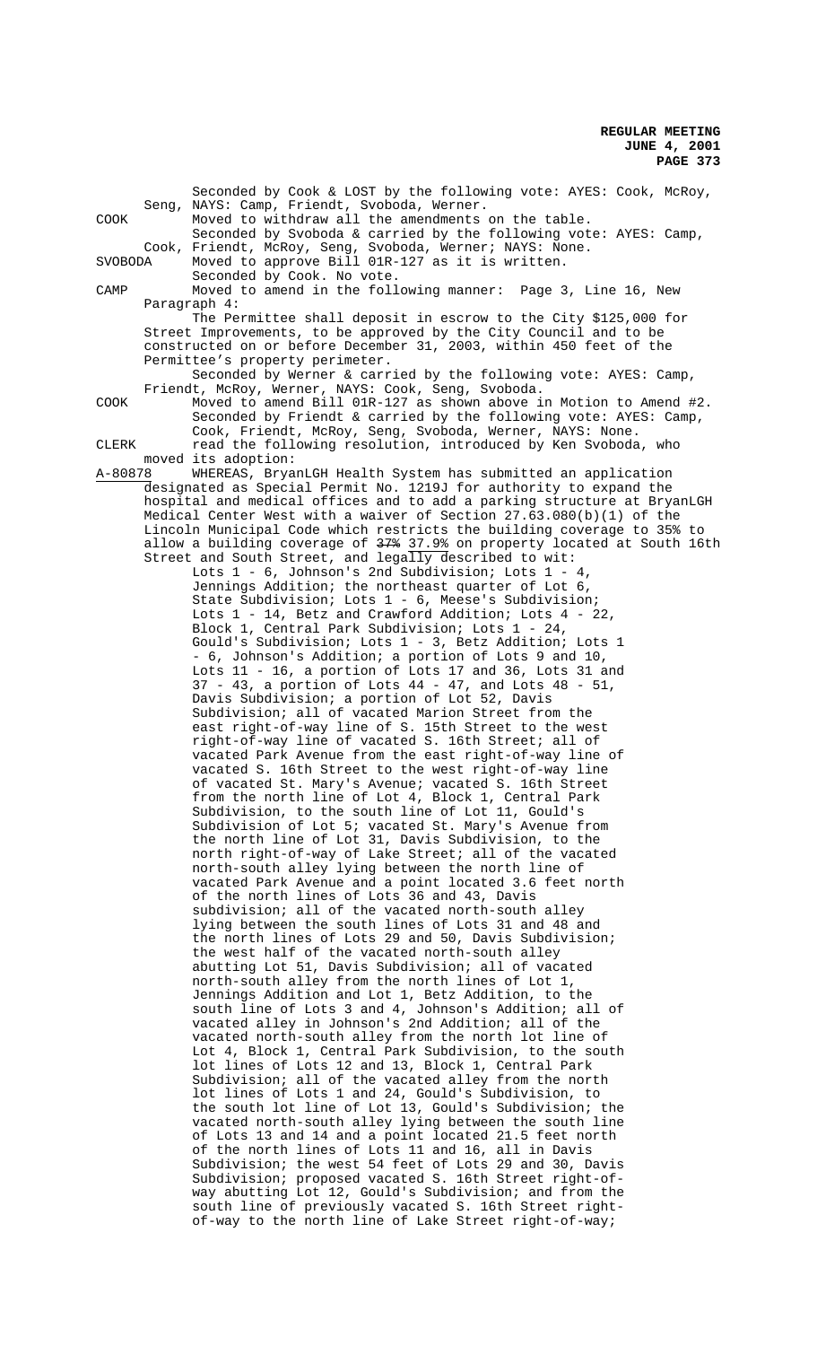Seconded by Cook & LOST by the following vote: AYES: Cook, McRoy, Seng, NAYS: Camp, Friendt, Svoboda, Werner.

COOK Moved to withdraw all the amendments on the table.

Seconded by Svoboda & carried by the following vote: AYES: Camp, Cook, Friendt, McRoy, Seng, Svoboda, Werner; NAYS: None.

SVOBODA Moved to approve Bill 01R-127 as it is written.

Seconded by Cook. No vote.

CAMP Moved to amend in the following manner: Page 3, Line 16, New Paragraph 4:

The Permittee shall deposit in escrow to the City $125,000 for Street Improvements, to be approved by the City Council and to be constructed on or before December 31, 2003, within 450 feet of the Permittee's property perimeter.

Seconded by Werner & carried by the following vote: AYES: Camp, Friendt, McRoy, Werner, NAYS: Cook, Seng, Svoboda.

COOK Moved to amend Bill 01R-127 as shown above in Motion to Amend #2.

Seconded by Friendt & carried by the following vote: AYES: Camp, Cook, Friendt, McRoy, Seng, Svoboda, Werner, NAYS: None.

CLERK read the following resolution, introduced by Ken Svoboda, who moved its adoption:

A-80878 WHEREAS, BryanLGH Health System has submitted an application designated as Special Permit No. 1219J for authority to expand the hospital and medical offices and to add a parking structure at BryanLGH Medical Center West with a waiver of Section 27.63.080(b)(1) of the Lincoln Municipal Code which restricts the building coverage to 35% to allow a building coverage of ~~37%~~ 37.9% on property located at South 16th Street and South Street, and legally described to wit:

Lots 1 - 6, Johnson's 2nd Subdivision; Lots 1 - 4, Jennings Addition; the northeast quarter of Lot 6, State Subdivision; Lots 1 - 6, Meese's Subdivision; Lots 1 - 14, Betz and Crawford Addition; Lots 4 - 22, Block 1, Central Park Subdivision; Lots 1 - 24, Gould's Subdivision; Lots 1 - 3, Betz Addition; Lots 1 - 6, Johnson's Addition; a portion of Lots 9 and 10, Lots 11 - 16, a portion of Lots 17 and 36, Lots 31 and 37 - 43, a portion of Lots 44 - 47, and Lots 48 - 51, Davis Subdivision; a portion of Lot 52, Davis Subdivision; all of vacated Marion Street from the east right-of-way line of S. 15th Street to the west right-of-way line of vacated S. 16th Street; all of vacated Park Avenue from the east right-of-way line of vacated S. 16th Street to the west right-of-way line of vacated St. Mary's Avenue; vacated S. 16th Street from the north line of Lot 4, Block 1, Central Park Subdivision, to the south line of Lot 11, Gould's Subdivision of Lot 5; vacated St. Mary's Avenue from the north line of Lot 31, Davis Subdivision, to the north right-of-way of Lake Street; all of the vacated north-south alley lying between the north line of vacated Park Avenue and a point located 3.6 feet north of the north lines of Lots 36 and 43, Davis subdivision; all of the vacated north-south alley lying between the south lines of Lots 31 and 48 and the north lines of Lots 29 and 50, Davis Subdivision; the west half of the vacated north-south alley abutting Lot 51, Davis Subdivision; all of vacated north-south alley from the north lines of Lot 1, Jennings Addition and Lot 1, Betz Addition, to the south line of Lots 3 and 4, Johnson's Addition; all of vacated alley in Johnson's 2nd Addition; all of the vacated north-south alley from the north lot line of Lot 4, Block 1, Central Park Subdivision, to the south lot lines of Lots 12 and 13, Block 1, Central Park Subdivision; all of the vacated alley from the north lot lines of Lots 1 and 24, Gould's Subdivision, to the south lot line of Lot 13, Gould's Subdivision; the vacated north-south alley lying between the south line of Lots 13 and 14 and a point located 21.5 feet north of the north lines of Lots 11 and 16, all in Davis Subdivision; the west 54 feet of Lots 29 and 30, Davis Subdivision; proposed vacated S. 16th Street right-of-way abutting Lot 12, Gould's Subdivision; and from the south line of previously vacated S. 16th Street right-of-way to the north line of Lake Street right-of-way;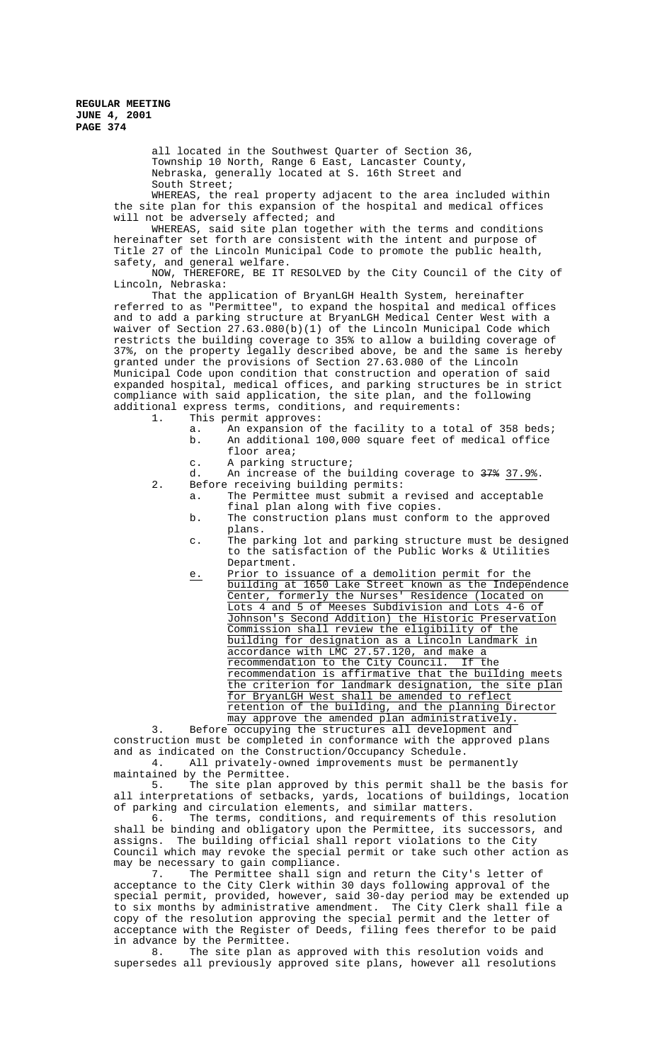all located in the Southwest Quarter of Section 36, Township 10 North, Range 6 East, Lancaster County, Nebraska, generally located at S. 16th Street and South Street;

WHEREAS, the real property adjacent to the area included within the site plan for this expansion of the hospital and medical offices will not be adversely affected; and

WHEREAS, said site plan together with the terms and conditions hereinafter set forth are consistent with the intent and purpose of Title 27 of the Lincoln Municipal Code to promote the public health, safety, and general welfare.

NOW, THEREFORE, BE IT RESOLVED by the City Council of the City of Lincoln, Nebraska:

That the application of BryanLGH Health System, hereinafter referred to as "Permittee", to expand the hospital and medical offices and to add a parking structure at BryanLGH Medical Center West with a waiver of Section 27.63.080(b)(1) of the Lincoln Municipal Code which restricts the building coverage to 35% to allow a building coverage of 37%, on the property legally described above, be and the same is hereby granted under the provisions of Section 27.63.080 of the Lincoln Municipal Code upon condition that construction and operation of said expanded hospital, medical offices, and parking structures be in strict compliance with said application, the site plan, and the following additional express terms, conditions, and requirements:

1. This permit approves:
   a. An expansion of the facility to a total of 358 beds;
   b. An additional 100,000 square feet of medical office floor area;
   c. A parking structure;
   d. An increase of the building coverage to ~~37%~~ <u>37.9%</u>.
2. Before receiving building permits:
   a. The Permittee must submit a revised and acceptable final plan along with five copies.
   b. The construction plans must conform to the approved plans.
   c. The parking lot and parking structure must be designed to the satisfaction of the Public Works & Utilities Department.
   <u>e.</u> <u>Prior to issuance of a demolition permit for the building at 1650 Lake Street known as the Independence Center, formerly the Nurses' Residence (located on Lots 4 and 5 of Meeses Subdivision and Lots 4-6 of Johnson's Second Addition) the Historic Preservation Commission shall review the eligibility of the building for designation as a Lincoln Landmark in accordance with LMC 27.57.120, and make a recommendation to the City Council. If the recommendation is affirmative that the building meets the criterion for landmark designation, the site plan for BryanLGH West shall be amended to reflect retention of the building, and the planning Director may approve the amended plan administratively.</u>
3. Before occupying the structures all development and construction must be completed in conformance with the approved plans and as indicated on the Construction/Occupancy Schedule.
4. All privately-owned improvements must be permanently maintained by the Permittee.
5. The site plan approved by this permit shall be the basis for all interpretations of setbacks, yards, locations of buildings, location of parking and circulation elements, and similar matters.
6. The terms, conditions, and requirements of this resolution shall be binding and obligatory upon the Permittee, its successors, and assigns. The building official shall report violations to the City Council which may revoke the special permit or take such other action as may be necessary to gain compliance.
7. The Permittee shall sign and return the City's letter of acceptance to the City Clerk within 30 days following approval of the special permit, provided, however, said 30-day period may be extended up to six months by administrative amendment. The City Clerk shall file a copy of the resolution approving the special permit and the letter of acceptance with the Register of Deeds, filing fees therefor to be paid in advance by the Permittee.
8. The site plan as approved with this resolution voids and supersedes all previously approved site plans, however all resolutions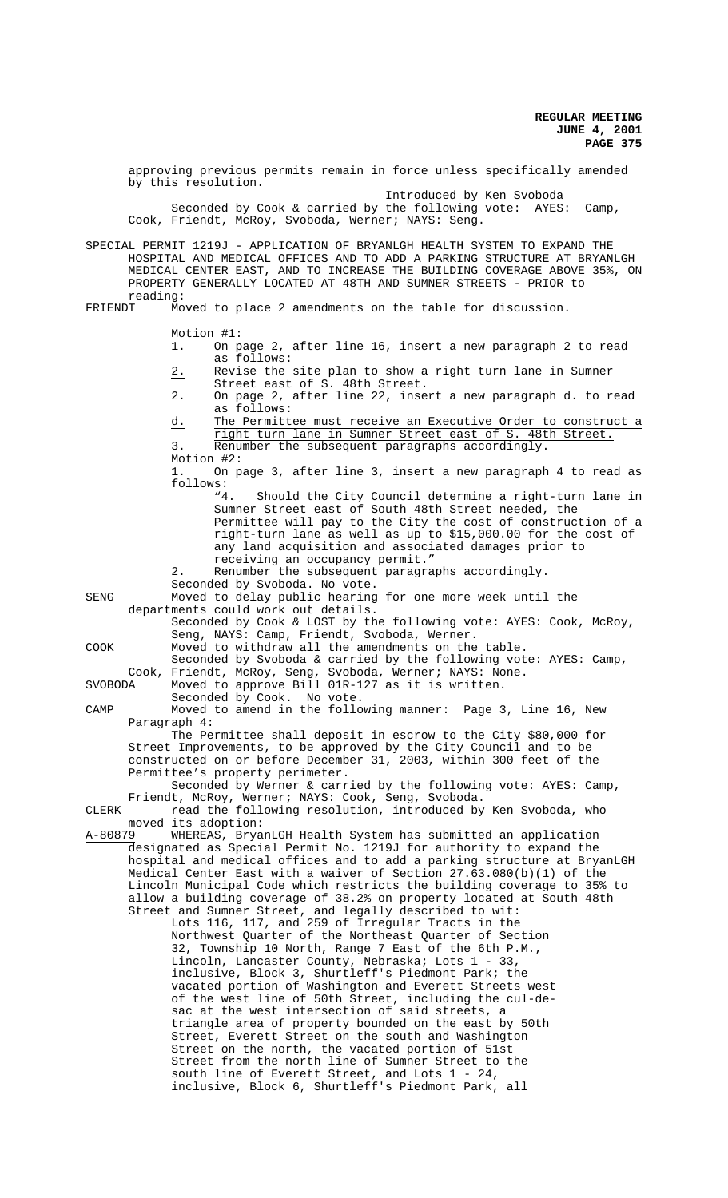approving previous permits remain in force unless specifically amended by this resolution.

Introduced by Ken Svoboda

Seconded by Cook & carried by the following vote: AYES: Camp, Cook, Friendt, McRoy, Svoboda, Werner; NAYS: Seng.

SPECIAL PERMIT 1219J - APPLICATION OF BRYANLGH HEALTH SYSTEM TO EXPAND THE HOSPITAL AND MEDICAL OFFICES AND TO ADD A PARKING STRUCTURE AT BRYANLGH MEDICAL CENTER EAST, AND TO INCREASE THE BUILDING COVERAGE ABOVE 35%, ON PROPERTY GENERALLY LOCATED AT 48TH AND SUMNER STREETS - PRIOR to reading:

FRIENDT Moved to place 2 amendments on the table for discussion.

Motion #1:

1. On page 2, after line 16, insert a new paragraph 2 to read as follows:

   2. Revise the site plan to show a right turn lane in Sumner Street east of S. 48th Street.

2. On page 2, after line 22, insert a new paragraph d. to read as follows:

   d. The Permittee must receive an Executive Order to construct a right turn lane in Sumner Street east of S. 48th Street.

3. Renumber the subsequent paragraphs accordingly.

Motion #2:

1. On page 3, after line 3, insert a new paragraph 4 to read as follows:

   "4. Should the City Council determine a right-turn lane in Sumner Street east of South 48th Street needed, the Permittee will pay to the City the cost of construction of a right-turn lane as well as up to $15,000.00 for the cost of any land acquisition and associated damages prior to receiving an occupancy permit."

2. Renumber the subsequent paragraphs accordingly.

Seconded by Svoboda. No vote.

SENG Moved to delay public hearing for one more week until the departments could work out details.

Seconded by Cook & LOST by the following vote: AYES: Cook, McRoy, Seng, NAYS: Camp, Friendt, Svoboda, Werner.

COOK Moved to withdraw all the amendments on the table.

Seconded by Svoboda & carried by the following vote: AYES: Camp, Cook, Friendt, McRoy, Seng, Svoboda, Werner; NAYS: None.

SVOBODA Moved to approve Bill 01R-127 as it is written.

Seconded by Cook. No vote.

CAMP Moved to amend in the following manner: Page 3, Line 16, New Paragraph 4:

The Permittee shall deposit in escrow to the City $80,000 for Street Improvements, to be approved by the City Council and to be constructed on or before December 31, 2003, within 300 feet of the Permittee's property perimeter.

Seconded by Werner & carried by the following vote: AYES: Camp, Friendt, McRoy, Werner; NAYS: Cook, Seng, Svoboda.

CLERK read the following resolution, introduced by Ken Svoboda, who moved its adoption:

A-80879 WHEREAS, BryanLGH Health System has submitted an application designated as Special Permit No. 1219J for authority to expand the hospital and medical offices and to add a parking structure at BryanLGH Medical Center East with a waiver of Section 27.63.080(b)(1) of the Lincoln Municipal Code which restricts the building coverage to 35% to allow a building coverage of 38.2% on property located at South 48th Street and Sumner Street, and legally described to wit:

Lots 116, 117, and 259 of Irregular Tracts in the Northwest Quarter of the Northeast Quarter of Section 32, Township 10 North, Range 7 East of the 6th P.M., Lincoln, Lancaster County, Nebraska; Lots 1 - 33, inclusive, Block 3, Shurtleff's Piedmont Park; the vacated portion of Washington and Everett Streets west of the west line of 50th Street, including the cul-de-sac at the west intersection of said streets, a triangle area of property bounded on the east by 50th Street, Everett Street on the south and Washington Street on the north, the vacated portion of 51st Street from the north line of Sumner Street to the south line of Everett Street, and Lots 1 - 24, inclusive, Block 6, Shurtleff's Piedmont Park, all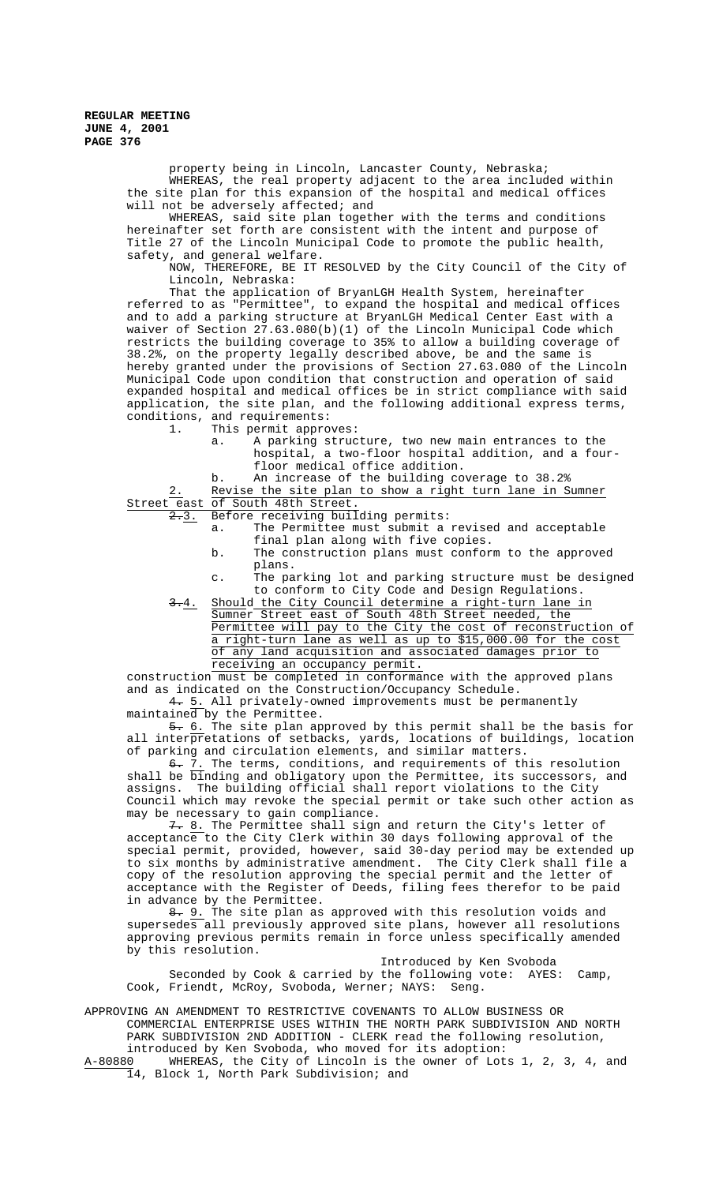property being in Lincoln, Lancaster County, Nebraska;

WHEREAS, the real property adjacent to the area included within the site plan for this expansion of the hospital and medical offices will not be adversely affected; and

WHEREAS, said site plan together with the terms and conditions hereinafter set forth are consistent with the intent and purpose of Title 27 of the Lincoln Municipal Code to promote the public health, safety, and general welfare.

NOW, THEREFORE, BE IT RESOLVED by the City Council of the City of Lincoln, Nebraska:

That the application of BryanLGH Health System, hereinafter referred to as "Permittee", to expand the hospital and medical offices and to add a parking structure at BryanLGH Medical Center East with a waiver of Section 27.63.080(b)(1) of the Lincoln Municipal Code which restricts the building coverage to 35% to allow a building coverage of 38.2%, on the property legally described above, be and the same is hereby granted under the provisions of Section 27.63.080 of the Lincoln Municipal Code upon condition that construction and operation of said expanded hospital and medical offices be in strict compliance with said application, the site plan, and the following additional express terms, conditions, and requirements:

1. This permit approves:
   a. A parking structure, two new main entrances to the hospital, a two-floor hospital addition, and a four-floor medical office addition.
   b. An increase of the building coverage to 38.2%

2. Revise the site plan to show a right turn lane in Sumner Street east of South 48th Street.

~~2.~~3. Before receiving building permits:
   a. The Permittee must submit a revised and acceptable final plan along with five copies.
   b. The construction plans must conform to the approved plans.
   c. The parking lot and parking structure must be designed to conform to City Code and Design Regulations.

~~3.~~4. Should the City Council determine a right-turn lane in Sumner Street east of South 48th Street needed, the Permittee will pay to the City the cost of reconstruction of a right-turn lane as well as up to $15,000.00 for the cost of any land acquisition and associated damages prior to receiving an occupancy permit.

construction must be completed in conformance with the approved plans and as indicated on the Construction/Occupancy Schedule.

~~4.~~ 5. All privately-owned improvements must be permanently maintained by the Permittee.

~~5.~~ 6. The site plan approved by this permit shall be the basis for all interpretations of setbacks, yards, locations of buildings, location of parking and circulation elements, and similar matters.

~~6.~~ 7. The terms, conditions, and requirements of this resolution shall be binding and obligatory upon the Permittee, its successors, and assigns. The building official shall report violations to the City Council which may revoke the special permit or take such other action as may be necessary to gain compliance.

~~7.~~ 8. The Permittee shall sign and return the City's letter of acceptance to the City Clerk within 30 days following approval of the special permit, provided, however, said 30-day period may be extended up to six months by administrative amendment. The City Clerk shall file a copy of the resolution approving the special permit and the letter of acceptance with the Register of Deeds, filing fees therefor to be paid in advance by the Permittee.

~~8.~~ 9. The site plan as approved with this resolution voids and supersedes all previously approved site plans, however all resolutions approving previous permits remain in force unless specifically amended by this resolution.

Introduced by Ken Svoboda

Seconded by Cook & carried by the following vote: AYES: Camp, Cook, Friendt, McRoy, Svoboda, Werner; NAYS: Seng.

APPROVING AN AMENDMENT TO RESTRICTIVE COVENANTS TO ALLOW BUSINESS OR COMMERCIAL ENTERPRISE USES WITHIN THE NORTH PARK SUBDIVISION AND NORTH PARK SUBDIVISION 2ND ADDITION - CLERK read the following resolution, introduced by Ken Svoboda, who moved for its adoption:

A-80880 WHEREAS, the City of Lincoln is the owner of Lots 1, 2, 3, 4, and 14, Block 1, North Park Subdivision; and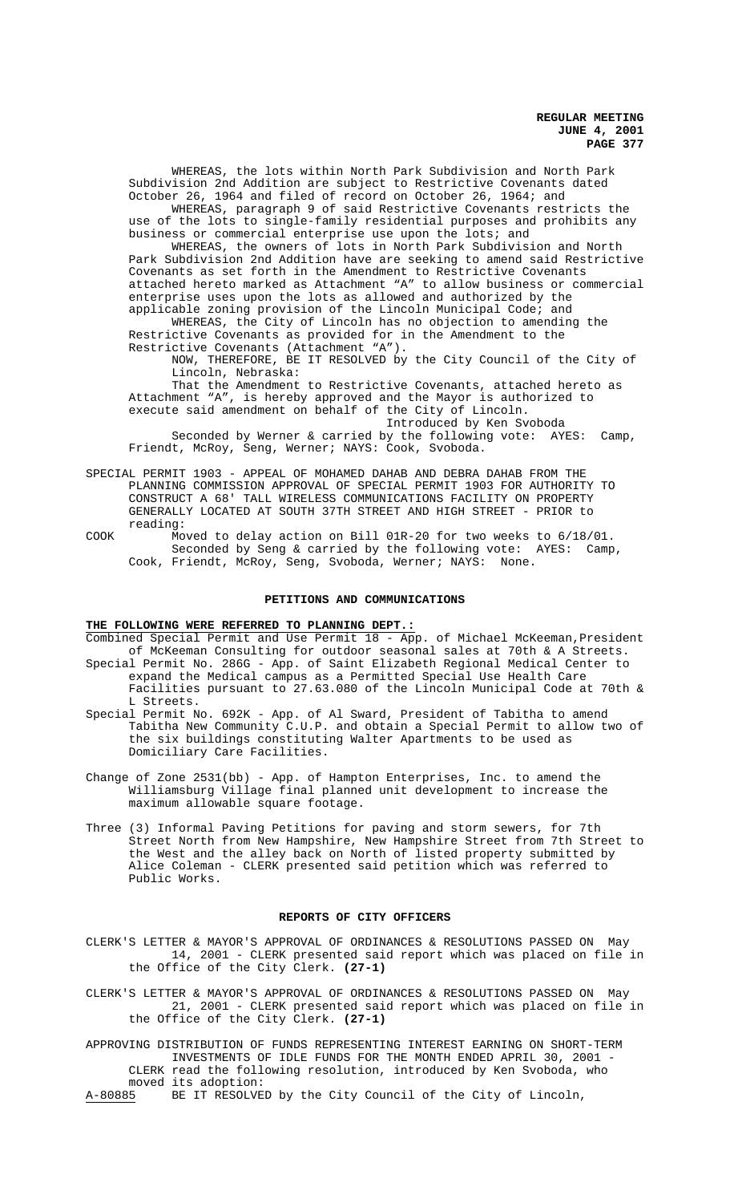WHEREAS, the lots within North Park Subdivision and North Park Subdivision 2nd Addition are subject to Restrictive Covenants dated October 26, 1964 and filed of record on October 26, 1964; and

WHEREAS, paragraph 9 of said Restrictive Covenants restricts the use of the lots to single-family residential purposes and prohibits any business or commercial enterprise use upon the lots; and

WHEREAS, the owners of lots in North Park Subdivision and North Park Subdivision 2nd Addition have are seeking to amend said Restrictive Covenants as set forth in the Amendment to Restrictive Covenants attached hereto marked as Attachment "A" to allow business or commercial enterprise uses upon the lots as allowed and authorized by the applicable zoning provision of the Lincoln Municipal Code; and

WHEREAS, the City of Lincoln has no objection to amending the Restrictive Covenants as provided for in the Amendment to the Restrictive Covenants (Attachment "A").

NOW, THEREFORE, BE IT RESOLVED by the City Council of the City of Lincoln, Nebraska:

That the Amendment to Restrictive Covenants, attached hereto as Attachment "A", is hereby approved and the Mayor is authorized to execute said amendment on behalf of the City of Lincoln.

Introduced by Ken Svoboda

Seconded by Werner & carried by the following vote: AYES: Camp, Friendt, McRoy, Seng, Werner; NAYS: Cook, Svoboda.

SPECIAL PERMIT 1903 - APPEAL OF MOHAMED DAHAB AND DEBRA DAHAB FROM THE PLANNING COMMISSION APPROVAL OF SPECIAL PERMIT 1903 FOR AUTHORITY TO CONSTRUCT A 68' TALL WIRELESS COMMUNICATIONS FACILITY ON PROPERTY GENERALLY LOCATED AT SOUTH 37TH STREET AND HIGH STREET - PRIOR to reading:

COOK Moved to delay action on Bill 01R-20 for two weeks to 6/18/01.
Seconded by Seng & carried by the following vote: AYES: Camp, Cook, Friendt, McRoy, Seng, Svoboda, Werner; NAYS: None.

## PETITIONS AND COMMUNICATIONS

**THE FOLLOWING WERE REFERRED TO PLANNING DEPT.:**

Combined Special Permit and Use Permit 18 - App. of Michael McKeeman,President of McKeeman Consulting for outdoor seasonal sales at 70th & A Streets.

Special Permit No. 286G - App. of Saint Elizabeth Regional Medical Center to expand the Medical campus as a Permitted Special Use Health Care Facilities pursuant to 27.63.080 of the Lincoln Municipal Code at 70th & L Streets.

Special Permit No. 692K - App. of Al Sward, President of Tabitha to amend Tabitha New Community C.U.P. and obtain a Special Permit to allow two of the six buildings constituting Walter Apartments to be used as Domiciliary Care Facilities.

Change of Zone 2531(bb) - App. of Hampton Enterprises, Inc. to amend the Williamsburg Village final planned unit development to increase the maximum allowable square footage.

Three (3) Informal Paving Petitions for paving and storm sewers, for 7th Street North from New Hampshire, New Hampshire Street from 7th Street to the West and the alley back on North of listed property submitted by Alice Coleman - CLERK presented said petition which was referred to Public Works.

## REPORTS OF CITY OFFICERS

CLERK'S LETTER & MAYOR'S APPROVAL OF ORDINANCES & RESOLUTIONS PASSED ON May 14, 2001 - CLERK presented said report which was placed on file in the Office of the City Clerk. **(27-1)**

CLERK'S LETTER & MAYOR'S APPROVAL OF ORDINANCES & RESOLUTIONS PASSED ON May 21, 2001 - CLERK presented said report which was placed on file in the Office of the City Clerk. **(27-1)**

APPROVING DISTRIBUTION OF FUNDS REPRESENTING INTEREST EARNING ON SHORT-TERM INVESTMENTS OF IDLE FUNDS FOR THE MONTH ENDED APRIL 30, 2001 - CLERK read the following resolution, introduced by Ken Svoboda, who moved its adoption:

A-80885 BE IT RESOLVED by the City Council of the City of Lincoln,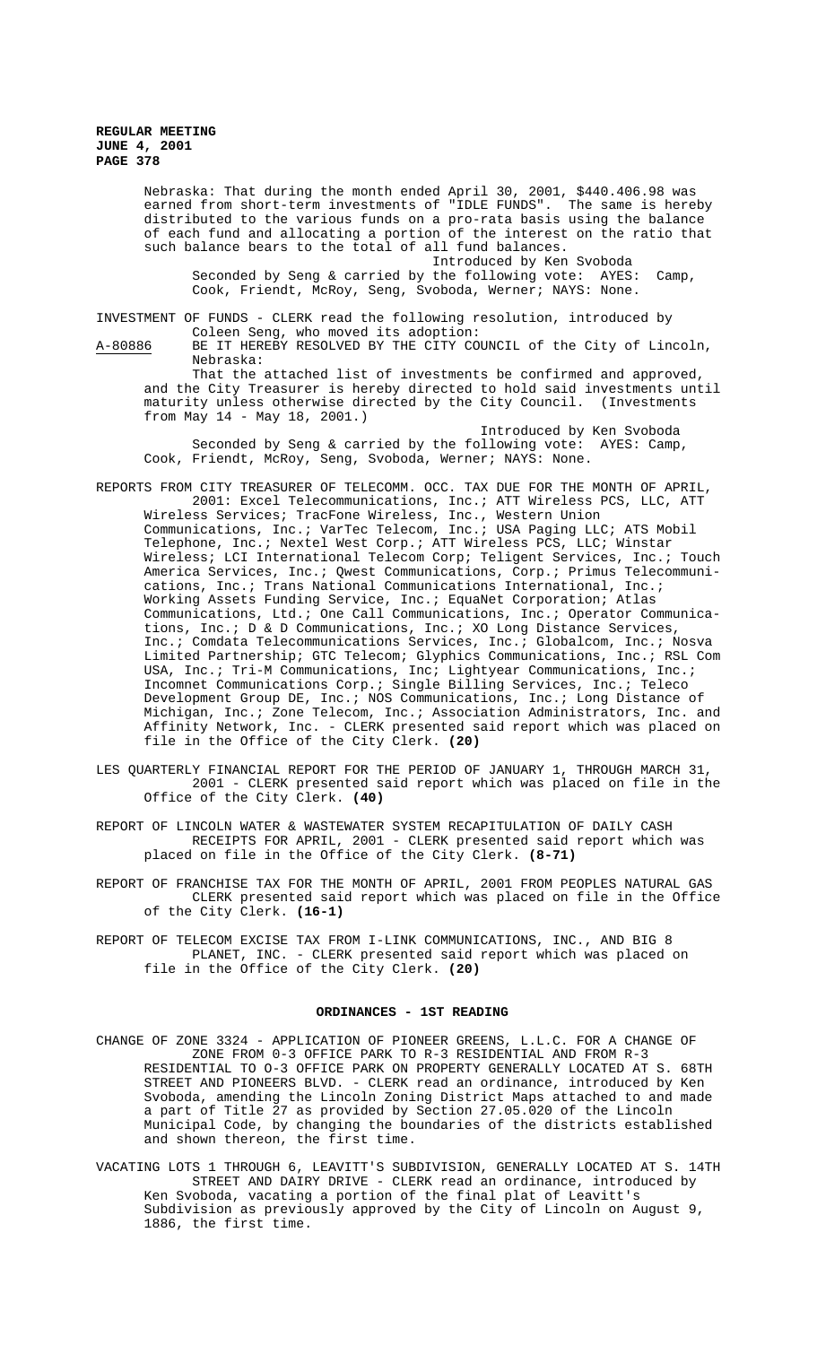Nebraska: That during the month ended April 30, 2001, $440.406.98 was earned from short-term investments of "IDLE FUNDS". The same is hereby distributed to the various funds on a pro-rata basis using the balance of each fund and allocating a portion of the interest on the ratio that such balance bears to the total of all fund balances.

Introduced by Ken Svoboda

Seconded by Seng & carried by the following vote: AYES: Camp, Cook, Friendt, McRoy, Seng, Svoboda, Werner; NAYS: None.

INVESTMENT OF FUNDS - CLERK read the following resolution, introduced by Coleen Seng, who moved its adoption:

A-80886 BE IT HEREBY RESOLVED BY THE CITY COUNCIL of the City of Lincoln, Nebraska:

That the attached list of investments be confirmed and approved, and the City Treasurer is hereby directed to hold said investments until maturity unless otherwise directed by the City Council. (Investments from May 14 - May 18, 2001.)

Introduced by Ken Svoboda

Seconded by Seng & carried by the following vote: AYES: Camp, Cook, Friendt, McRoy, Seng, Svoboda, Werner; NAYS: None.

REPORTS FROM CITY TREASURER OF TELECOMM. OCC. TAX DUE FOR THE MONTH OF APRIL, 2001: Excel Telecommunications, Inc.; ATT Wireless PCS, LLC, ATT Wireless Services; TracFone Wireless, Inc., Western Union Communications, Inc.; VarTec Telecom, Inc.; USA Paging LLC; ATS Mobil Telephone, Inc.; Nextel West Corp.; ATT Wireless PCS, LLC; Winstar Wireless; LCI International Telecom Corp; Teligent Services, Inc.; Touch America Services, Inc.; Qwest Communications, Corp.; Primus Telecommunications, Inc.; Trans National Communications International, Inc.; Working Assets Funding Service, Inc.; EquaNet Corporation; Atlas Communications, Ltd.; One Call Communications, Inc.; Operator Communications, Inc.; D & D Communications, Inc.; XO Long Distance Services, Inc.; Comdata Telecommunications Services, Inc.; Globalcom, Inc.; Nosva Limited Partnership; GTC Telecom; Glyphics Communications, Inc.; RSL Com USA, Inc.; Tri-M Communications, Inc; Lightyear Communications, Inc.; Incomnet Communications Corp.; Single Billing Services, Inc.; Teleco Development Group DE, Inc.; NOS Communications, Inc.; Long Distance of Michigan, Inc.; Zone Telecom, Inc.; Association Administrators, Inc. and Affinity Network, Inc. - CLERK presented said report which was placed on file in the Office of the City Clerk. **(20)**

LES QUARTERLY FINANCIAL REPORT FOR THE PERIOD OF JANUARY 1, THROUGH MARCH 31, 2001 - CLERK presented said report which was placed on file in the Office of the City Clerk. **(40)**

REPORT OF LINCOLN WATER & WASTEWATER SYSTEM RECAPITULATION OF DAILY CASH RECEIPTS FOR APRIL, 2001 - CLERK presented said report which was placed on file in the Office of the City Clerk. **(8-71)**

REPORT OF FRANCHISE TAX FOR THE MONTH OF APRIL, 2001 FROM PEOPLES NATURAL GAS CLERK presented said report which was placed on file in the Office of the City Clerk. **(16-1)**

REPORT OF TELECOM EXCISE TAX FROM I-LINK COMMUNICATIONS, INC., AND BIG 8 PLANET, INC. - CLERK presented said report which was placed on file in the Office of the City Clerk. **(20)**

## ORDINANCES - 1ST READING

CHANGE OF ZONE 3324 - APPLICATION OF PIONEER GREENS, L.L.C. FOR A CHANGE OF ZONE FROM 0-3 OFFICE PARK TO R-3 RESIDENTIAL AND FROM R-3 RESIDENTIAL TO O-3 OFFICE PARK ON PROPERTY GENERALLY LOCATED AT S. 68TH STREET AND PIONEERS BLVD. - CLERK read an ordinance, introduced by Ken Svoboda, amending the Lincoln Zoning District Maps attached to and made a part of Title 27 as provided by Section 27.05.020 of the Lincoln Municipal Code, by changing the boundaries of the districts established and shown thereon, the first time.

VACATING LOTS 1 THROUGH 6, LEAVITT'S SUBDIVISION, GENERALLY LOCATED AT S. 14TH STREET AND DAIRY DRIVE - CLERK read an ordinance, introduced by Ken Svoboda, vacating a portion of the final plat of Leavitt's Subdivision as previously approved by the City of Lincoln on August 9, 1886, the first time.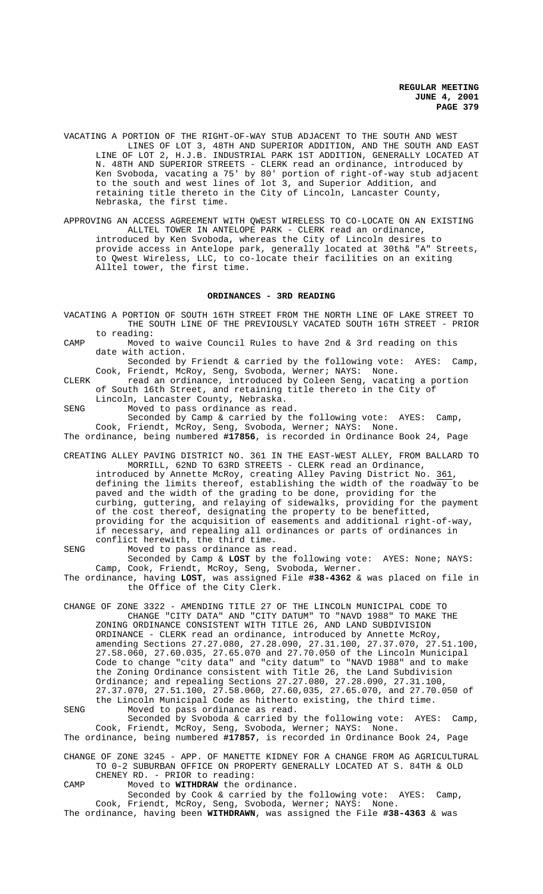VACATING A PORTION OF THE RIGHT-OF-WAY STUB ADJACENT TO THE SOUTH AND WEST LINES OF LOT 3, 48TH AND SUPERIOR ADDITION, AND THE SOUTH AND EAST LINE OF LOT 2, H.J.B. INDUSTRIAL PARK 1ST ADDITION, GENERALLY LOCATED AT N. 48TH AND SUPERIOR STREETS - CLERK read an ordinance, introduced by Ken Svoboda, vacating a 75' by 80' portion of right-of-way stub adjacent to the south and west lines of lot 3, and Superior Addition, and retaining title thereto in the City of Lincoln, Lancaster County, Nebraska, the first time.

APPROVING AN ACCESS AGREEMENT WITH QWEST WIRELESS TO CO-LOCATE ON AN EXISTING ALLTEL TOWER IN ANTELOPE PARK - CLERK read an ordinance, introduced by Ken Svoboda, whereas the City of Lincoln desires to provide access in Antelope park, generally located at 30th& "A" Streets, to Qwest Wireless, LLC, to co-locate their facilities on an exiting Alltel tower, the first time.

## ORDINANCES - 3RD READING

VACATING A PORTION OF SOUTH 16TH STREET FROM THE NORTH LINE OF LAKE STREET TO THE SOUTH LINE OF THE PREVIOUSLY VACATED SOUTH 16TH STREET - PRIOR to reading:

CAMP Moved to waive Council Rules to have 2nd & 3rd reading on this date with action.
Seconded by Friendt & carried by the following vote: AYES: Camp, Cook, Friendt, McRoy, Seng, Svoboda, Werner; NAYS: None.

CLERK read an ordinance, introduced by Coleen Seng, vacating a portion of South 16th Street, and retaining title thereto in the City of Lincoln, Lancaster County, Nebraska.

SENG Moved to pass ordinance as read.
Seconded by Camp & carried by the following vote: AYES: Camp, Cook, Friendt, McRoy, Seng, Svoboda, Werner; NAYS: None.

The ordinance, being numbered **#17856**, is recorded in Ordinance Book 24, Page

CREATING ALLEY PAVING DISTRICT NO. 361 IN THE EAST-WEST ALLEY, FROM BALLARD TO MORRILL, 62ND TO 63RD STREETS - CLERK read an Ordinance, introduced by Annette McRoy, creating Alley Paving District No. 361, defining the limits thereof, establishing the width of the roadway to be paved and the width of the grading to be done, providing for the curbing, guttering, and relaying of sidewalks, providing for the payment of the cost thereof, designating the property to be benefitted, providing for the acquisition of easements and additional right-of-way, if necessary, and repealing all ordinances or parts of ordinances in conflict herewith, the third time.

SENG Moved to pass ordinance as read.
Seconded by Camp & **LOST** by the following vote: AYES: None; NAYS: Camp, Cook, Friendt, McRoy, Seng, Svoboda, Werner.

The ordinance, having **LOST**, was assigned File **#38-4362** & was placed on file in the Office of the City Clerk.

CHANGE OF ZONE 3322 - AMENDING TITLE 27 OF THE LINCOLN MUNICIPAL CODE TO CHANGE "CITY DATA" AND "CITY DATUM" TO "NAVD 1988" TO MAKE THE ZONING ORDINANCE CONSISTENT WITH TITLE 26, AND LAND SUBDIVISION ORDINANCE - CLERK read an ordinance, introduced by Annette McRoy, amending Sections 27.27.080, 27.28.090, 27.31.100, 27.37.070, 27.51.100, 27.58.060, 27.60.035, 27.65.070 and 27.70.050 of the Lincoln Municipal Code to change "city data" and "city datum" to "NAVD 1988" and to make the Zoning Ordinance consistent with Title 26, the Land Subdivision Ordinance; and repealing Sections 27.27.080, 27.28.090, 27.31.100, 27.37.070, 27.51.100, 27.58.060, 27.60,035, 27.65.070, and 27.70.050 of the Lincoln Municipal Code as hitherto existing, the third time.

SENG Moved to pass ordinance as read.
Seconded by Svoboda & carried by the following vote: AYES: Camp, Cook, Friendt, McRoy, Seng, Svoboda, Werner; NAYS: None.

The ordinance, being numbered **#17857**, is recorded in Ordinance Book 24, Page

CHANGE OF ZONE 3245 - APP. OF MANETTE KIDNEY FOR A CHANGE FROM AG AGRICULTURAL TO 0-2 SUBURBAN OFFICE ON PROPERTY GENERALLY LOCATED AT S. 84TH & OLD CHENEY RD. - PRIOR to reading:

CAMP Moved to **WITHDRAW** the ordinance.
Seconded by Cook & carried by the following vote: AYES: Camp, Cook, Friendt, McRoy, Seng, Svoboda, Werner; NAYS: None.

The ordinance, having been **WITHDRAWN**, was assigned the File **#38-4363** & was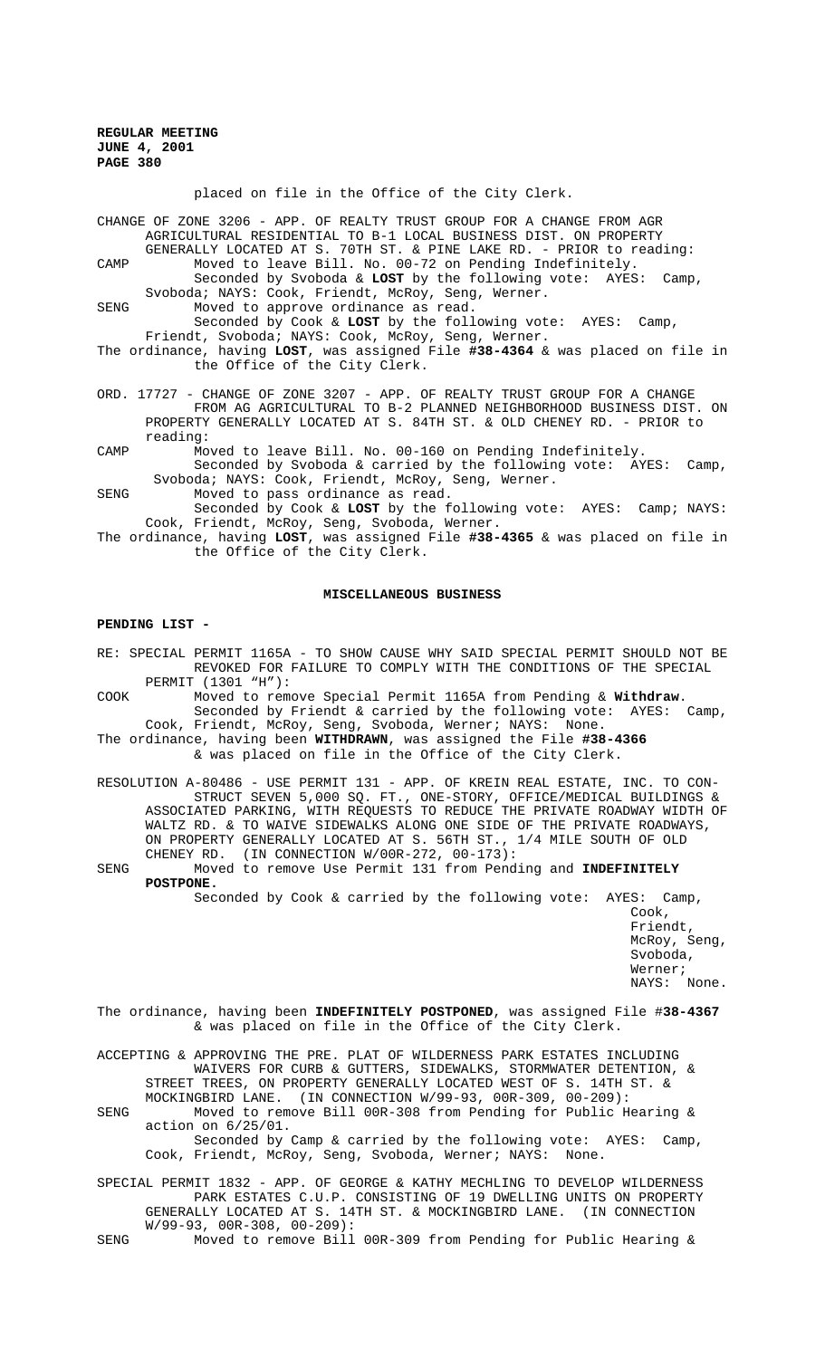placed on file in the Office of the City Clerk.

CHANGE OF ZONE 3206 - APP. OF REALTY TRUST GROUP FOR A CHANGE FROM AGR AGRICULTURAL RESIDENTIAL TO B-1 LOCAL BUSINESS DIST. ON PROPERTY GENERALLY LOCATED AT S. 70TH ST. & PINE LAKE RD. - PRIOR to reading:

CAMP Moved to leave Bill. No. 00-72 on Pending Indefinitely.
Seconded by Svoboda & **LOST** by the following vote: AYES: Camp, Svoboda; NAYS: Cook, Friendt, McRoy, Seng, Werner.

SENG Moved to approve ordinance as read.
Seconded by Cook & **LOST** by the following vote: AYES: Camp, Friendt, Svoboda; NAYS: Cook, McRoy, Seng, Werner.

The ordinance, having **LOST**, was assigned File **#38-4364** & was placed on file in the Office of the City Clerk.

ORD. 17727 - CHANGE OF ZONE 3207 - APP. OF REALTY TRUST GROUP FOR A CHANGE FROM AG AGRICULTURAL TO B-2 PLANNED NEIGHBORHOOD BUSINESS DIST. ON PROPERTY GENERALLY LOCATED AT S. 84TH ST. & OLD CHENEY RD. - PRIOR to reading:

CAMP Moved to leave Bill. No. 00-160 on Pending Indefinitely.
Seconded by Svoboda & carried by the following vote: AYES: Camp, Svoboda; NAYS: Cook, Friendt, McRoy, Seng, Werner.

SENG Moved to pass ordinance as read.
Seconded by Cook & **LOST** by the following vote: AYES: Camp; NAYS: Cook, Friendt, McRoy, Seng, Svoboda, Werner.

The ordinance, having **LOST**, was assigned File **#38-4365** & was placed on file in the Office of the City Clerk.

## MISCELLANEOUS BUSINESS

**PENDING LIST -**

RE: SPECIAL PERMIT 1165A - TO SHOW CAUSE WHY SAID SPECIAL PERMIT SHOULD NOT BE REVOKED FOR FAILURE TO COMPLY WITH THE CONDITIONS OF THE SPECIAL PERMIT (1301 "H"):

COOK Moved to remove Special Permit 1165A from Pending & **Withdraw**.
Seconded by Friendt & carried by the following vote: AYES: Camp, Cook, Friendt, McRoy, Seng, Svoboda, Werner; NAYS: None.

The ordinance, having been **WITHDRAWN**, was assigned the File **#38-4366** & was placed on file in the Office of the City Clerk.

RESOLUTION A-80486 - USE PERMIT 131 - APP. OF KREIN REAL ESTATE, INC. TO CONSTRUCT SEVEN 5,000 SQ. FT., ONE-STORY, OFFICE/MEDICAL BUILDINGS & ASSOCIATED PARKING, WITH REQUESTS TO REDUCE THE PRIVATE ROADWAY WIDTH OF WALTZ RD. & TO WAIVE SIDEWALKS ALONG ONE SIDE OF THE PRIVATE ROADWAYS, ON PROPERTY GENERALLY LOCATED AT S. 56TH ST., 1/4 MILE SOUTH OF OLD CHENEY RD. (IN CONNECTION W/00R-272, 00-173):

SENG Moved to remove Use Permit 131 from Pending and **INDEFINITELY POSTPONE.**
Seconded by Cook & carried by the following vote: AYES: Camp, Cook, Friendt, McRoy, Seng, Svoboda, Werner; NAYS: None.

The ordinance, having been **INDEFINITELY POSTPONED**, was assigned File #**38-4367** & was placed on file in the Office of the City Clerk.

ACCEPTING & APPROVING THE PRE. PLAT OF WILDERNESS PARK ESTATES INCLUDING WAIVERS FOR CURB & GUTTERS, SIDEWALKS, STORMWATER DETENTION, & STREET TREES, ON PROPERTY GENERALLY LOCATED WEST OF S. 14TH ST. & MOCKINGBIRD LANE. (IN CONNECTION W/99-93, 00R-309, 00-209):

SENG Moved to remove Bill 00R-308 from Pending for Public Hearing & action on 6/25/01.
Seconded by Camp & carried by the following vote: AYES: Camp, Cook, Friendt, McRoy, Seng, Svoboda, Werner; NAYS: None.

SPECIAL PERMIT 1832 - APP. OF GEORGE & KATHY MECHLING TO DEVELOP WILDERNESS PARK ESTATES C.U.P. CONSISTING OF 19 DWELLING UNITS ON PROPERTY GENERALLY LOCATED AT S. 14TH ST. & MOCKINGBIRD LANE. (IN CONNECTION W/99-93, 00R-308, 00-209):

SENG Moved to remove Bill 00R-309 from Pending for Public Hearing &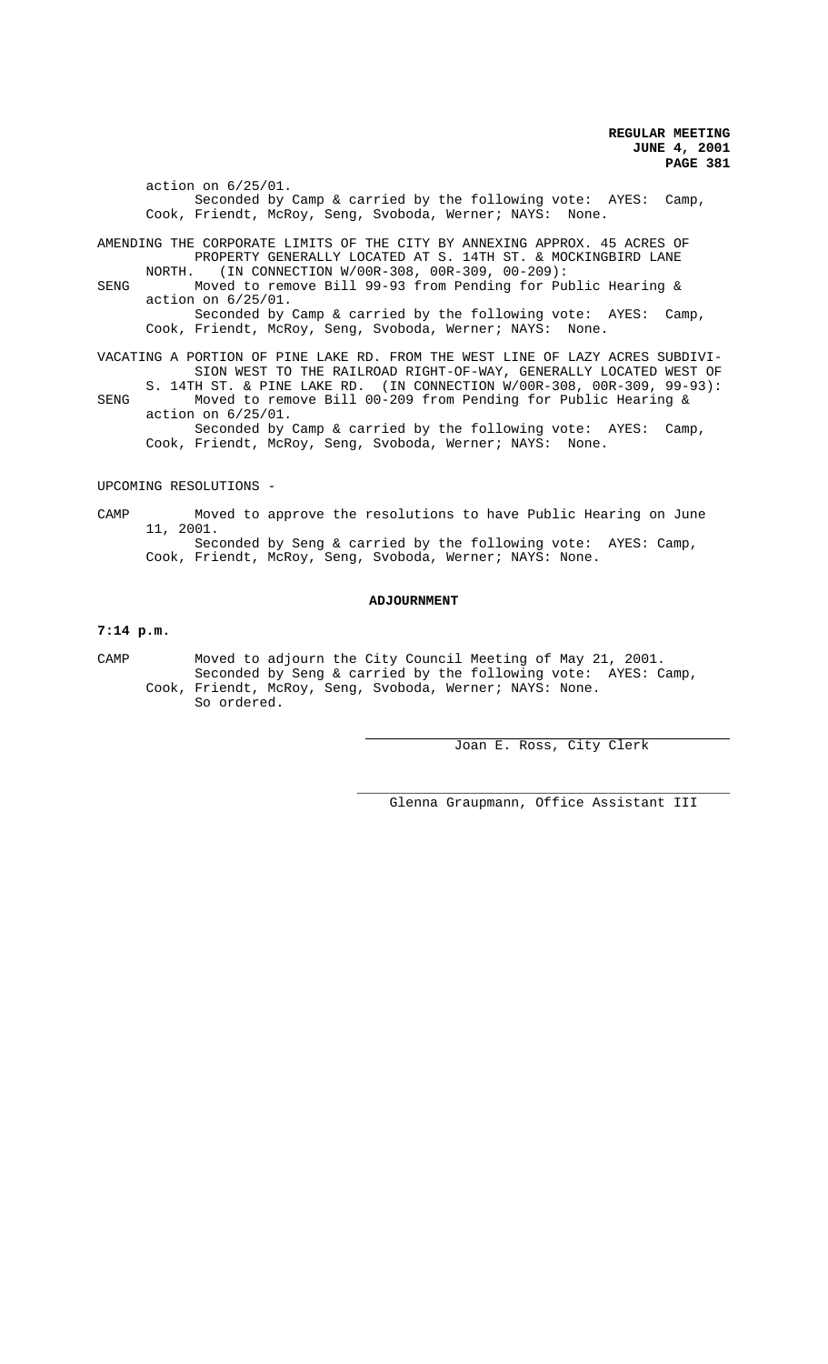action on 6/25/01.

Seconded by Camp & carried by the following vote: AYES: Camp, Cook, Friendt, McRoy, Seng, Svoboda, Werner; NAYS: None.

AMENDING THE CORPORATE LIMITS OF THE CITY BY ANNEXING APPROX. 45 ACRES OF PROPERTY GENERALLY LOCATED AT S. 14TH ST. & MOCKINGBIRD LANE NORTH. (IN CONNECTION W/00R-308, 00R-309, 00-209):

SENG Moved to remove Bill 99-93 from Pending for Public Hearing & action on 6/25/01.

Seconded by Camp & carried by the following vote: AYES: Camp, Cook, Friendt, McRoy, Seng, Svoboda, Werner; NAYS: None.

VACATING A PORTION OF PINE LAKE RD. FROM THE WEST LINE OF LAZY ACRES SUBDIVISION WEST TO THE RAILROAD RIGHT-OF-WAY, GENERALLY LOCATED WEST OF S. 14TH ST. & PINE LAKE RD. (IN CONNECTION W/00R-308, 00R-309, 99-93):

SENG Moved to remove Bill 00-209 from Pending for Public Hearing & action on 6/25/01.

Seconded by Camp & carried by the following vote: AYES: Camp, Cook, Friendt, McRoy, Seng, Svoboda, Werner; NAYS: None.

UPCOMING RESOLUTIONS -

CAMP Moved to approve the resolutions to have Public Hearing on June 11, 2001.

Seconded by Seng & carried by the following vote: AYES: Camp, Cook, Friendt, McRoy, Seng, Svoboda, Werner; NAYS: None.

## ADJOURNMENT

**7:14 p.m.**

CAMP Moved to adjourn the City Council Meeting of May 21, 2001.

Seconded by Seng & carried by the following vote: AYES: Camp, Cook, Friendt, McRoy, Seng, Svoboda, Werner; NAYS: None.

So ordered.

Joan E. Ross, City Clerk

Glenna Graupmann, Office Assistant III